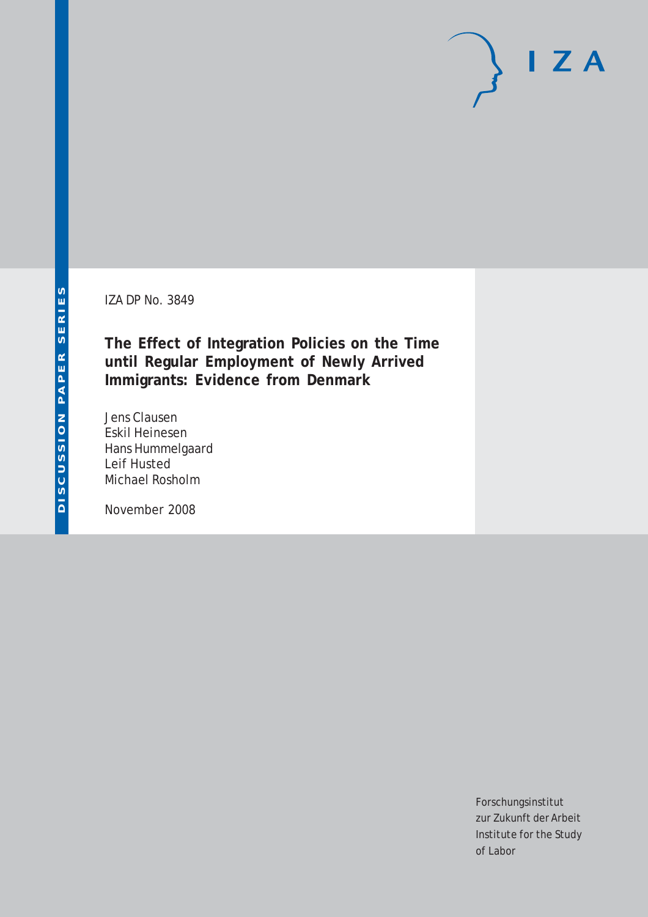DISCUSSION PAPER SERIES

IZA DP No. 3849

# The Effect of Integration Policies on the Time until Regular Employment of Newly Arrived Immigrants: Evidence from Denmark

Jens Clausen
Eskil Heinesen
Hans Hummelgaard
Leif Husted
Michael Rosholm

November 2008

IZA

Forschungsinstitut
zur Zukunft der Arbeit
Institute for the Study
of Labor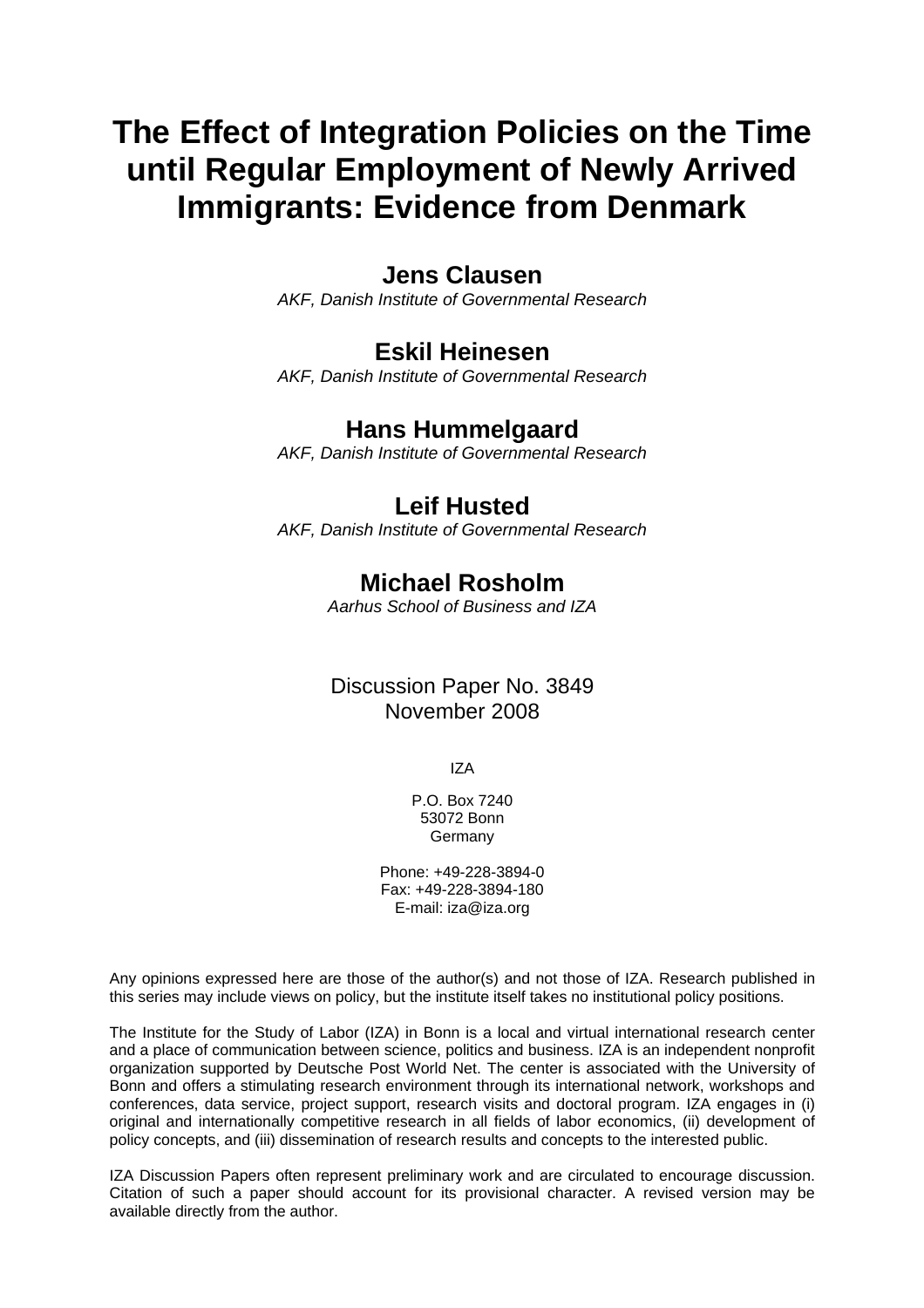# The Effect of Integration Policies on the Time until Regular Employment of Newly Arrived Immigrants: Evidence from Denmark

**Jens Clausen**
*AKF, Danish Institute of Governmental Research*

**Eskil Heinesen**
*AKF, Danish Institute of Governmental Research*

**Hans Hummelgaard**
*AKF, Danish Institute of Governmental Research*

**Leif Husted**
*AKF, Danish Institute of Governmental Research*

**Michael Rosholm**
*Aarhus School of Business and IZA*

Discussion Paper No. 3849
November 2008

IZA

P.O. Box 7240
53072 Bonn
Germany

Phone: +49-228-3894-0
Fax: +49-228-3894-180
E-mail: iza@iza.org

Any opinions expressed here are those of the author(s) and not those of IZA. Research published in this series may include views on policy, but the institute itself takes no institutional policy positions.

The Institute for the Study of Labor (IZA) in Bonn is a local and virtual international research center and a place of communication between science, politics and business. IZA is an independent nonprofit organization supported by Deutsche Post World Net. The center is associated with the University of Bonn and offers a stimulating research environment through its international network, workshops and conferences, data service, project support, research visits and doctoral program. IZA engages in (i) original and internationally competitive research in all fields of labor economics, (ii) development of policy concepts, and (iii) dissemination of research results and concepts to the interested public.

IZA Discussion Papers often represent preliminary work and are circulated to encourage discussion. Citation of such a paper should account for its provisional character. A revised version may be available directly from the author.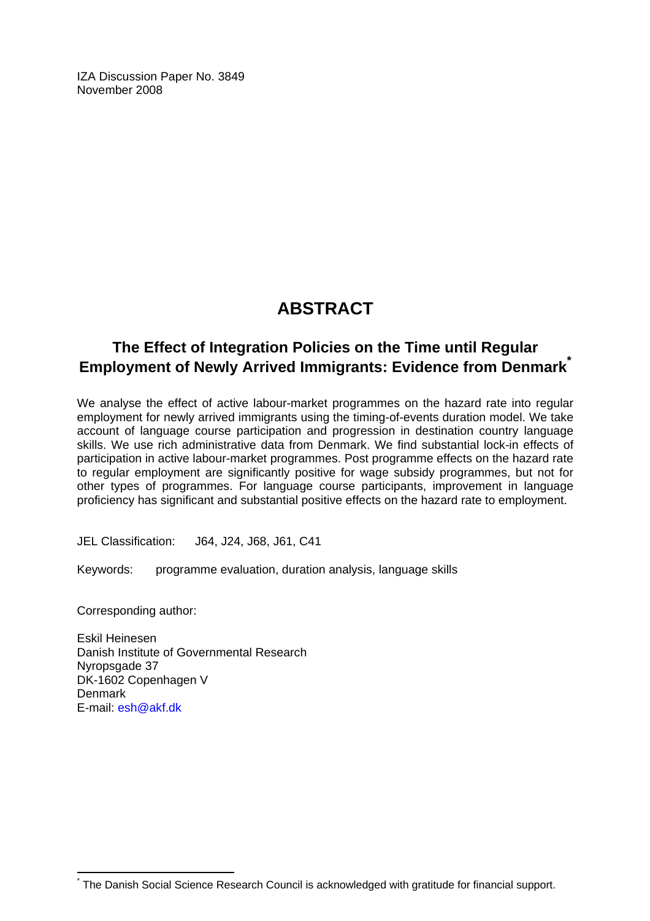IZA Discussion Paper No. 3849
November 2008

# ABSTRACT

## The Effect of Integration Policies on the Time until Regular Employment of Newly Arrived Immigrants: Evidence from Denmark*

We analyse the effect of active labour-market programmes on the hazard rate into regular employment for newly arrived immigrants using the timing-of-events duration model. We take account of language course participation and progression in destination country language skills. We use rich administrative data from Denmark. We find substantial lock-in effects of participation in active labour-market programmes. Post programme effects on the hazard rate to regular employment are significantly positive for wage subsidy programmes, but not for other types of programmes. For language course participants, improvement in language proficiency has significant and substantial positive effects on the hazard rate to employment.

JEL Classification: J64, J24, J68, J61, C41

Keywords: programme evaluation, duration analysis, language skills

Corresponding author:

Eskil Heinesen
Danish Institute of Governmental Research
Nyropsgade 37
DK-1602 Copenhagen V
Denmark
E-mail: esh@akf.dk

---

* The Danish Social Science Research Council is acknowledged with gratitude for financial support.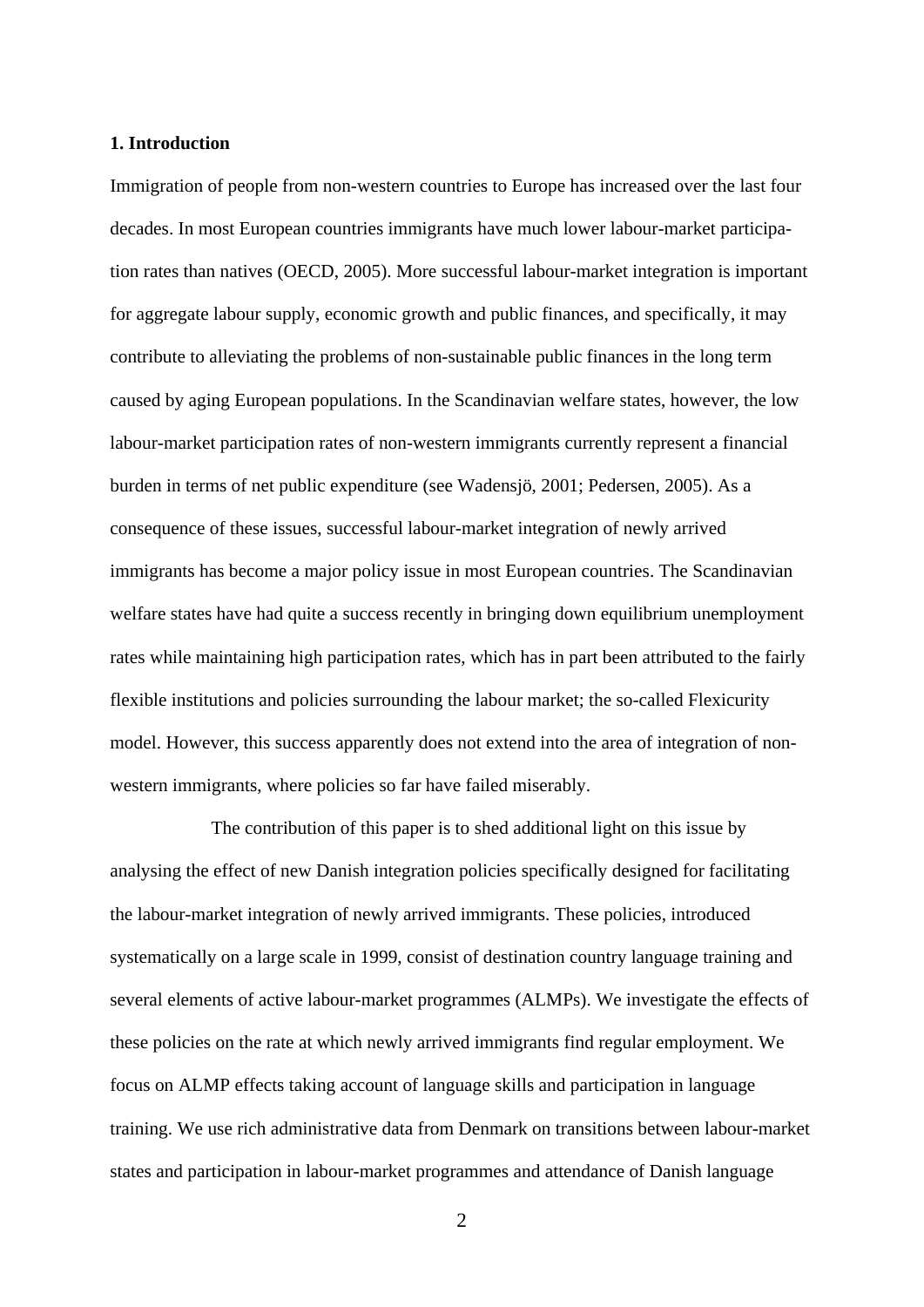## 1. Introduction

Immigration of people from non-western countries to Europe has increased over the last four decades. In most European countries immigrants have much lower labour-market participation rates than natives (OECD, 2005). More successful labour-market integration is important for aggregate labour supply, economic growth and public finances, and specifically, it may contribute to alleviating the problems of non-sustainable public finances in the long term caused by aging European populations. In the Scandinavian welfare states, however, the low labour-market participation rates of non-western immigrants currently represent a financial burden in terms of net public expenditure (see Wadensjö, 2001; Pedersen, 2005). As a consequence of these issues, successful labour-market integration of newly arrived immigrants has become a major policy issue in most European countries. The Scandinavian welfare states have had quite a success recently in bringing down equilibrium unemployment rates while maintaining high participation rates, which has in part been attributed to the fairly flexible institutions and policies surrounding the labour market; the so-called Flexicurity model. However, this success apparently does not extend into the area of integration of non-western immigrants, where policies so far have failed miserably.

The contribution of this paper is to shed additional light on this issue by analysing the effect of new Danish integration policies specifically designed for facilitating the labour-market integration of newly arrived immigrants. These policies, introduced systematically on a large scale in 1999, consist of destination country language training and several elements of active labour-market programmes (ALMPs). We investigate the effects of these policies on the rate at which newly arrived immigrants find regular employment. We focus on ALMP effects taking account of language skills and participation in language training. We use rich administrative data from Denmark on transitions between labour-market states and participation in labour-market programmes and attendance of Danish language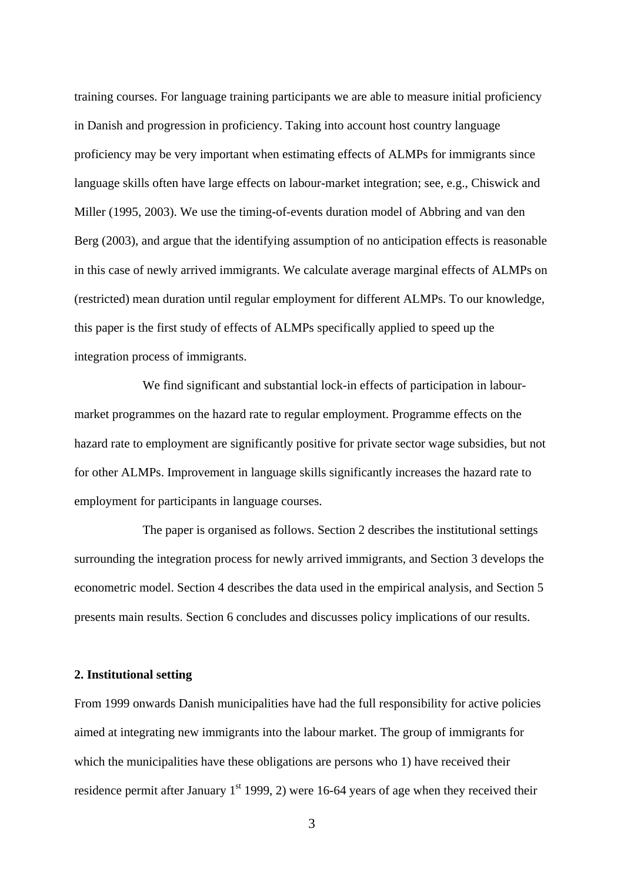training courses. For language training participants we are able to measure initial proficiency in Danish and progression in proficiency. Taking into account host country language proficiency may be very important when estimating effects of ALMPs for immigrants since language skills often have large effects on labour-market integration; see, e.g., Chiswick and Miller (1995, 2003). We use the timing-of-events duration model of Abbring and van den Berg (2003), and argue that the identifying assumption of no anticipation effects is reasonable in this case of newly arrived immigrants. We calculate average marginal effects of ALMPs on (restricted) mean duration until regular employment for different ALMPs. To our knowledge, this paper is the first study of effects of ALMPs specifically applied to speed up the integration process of immigrants.

We find significant and substantial lock-in effects of participation in labour-market programmes on the hazard rate to regular employment. Programme effects on the hazard rate to employment are significantly positive for private sector wage subsidies, but not for other ALMPs. Improvement in language skills significantly increases the hazard rate to employment for participants in language courses.

The paper is organised as follows. Section 2 describes the institutional settings surrounding the integration process for newly arrived immigrants, and Section 3 develops the econometric model. Section 4 describes the data used in the empirical analysis, and Section 5 presents main results. Section 6 concludes and discusses policy implications of our results.

## 2. Institutional setting

From 1999 onwards Danish municipalities have had the full responsibility for active policies aimed at integrating new immigrants into the labour market. The group of immigrants for which the municipalities have these obligations are persons who 1) have received their residence permit after January 1st 1999, 2) were 16-64 years of age when they received their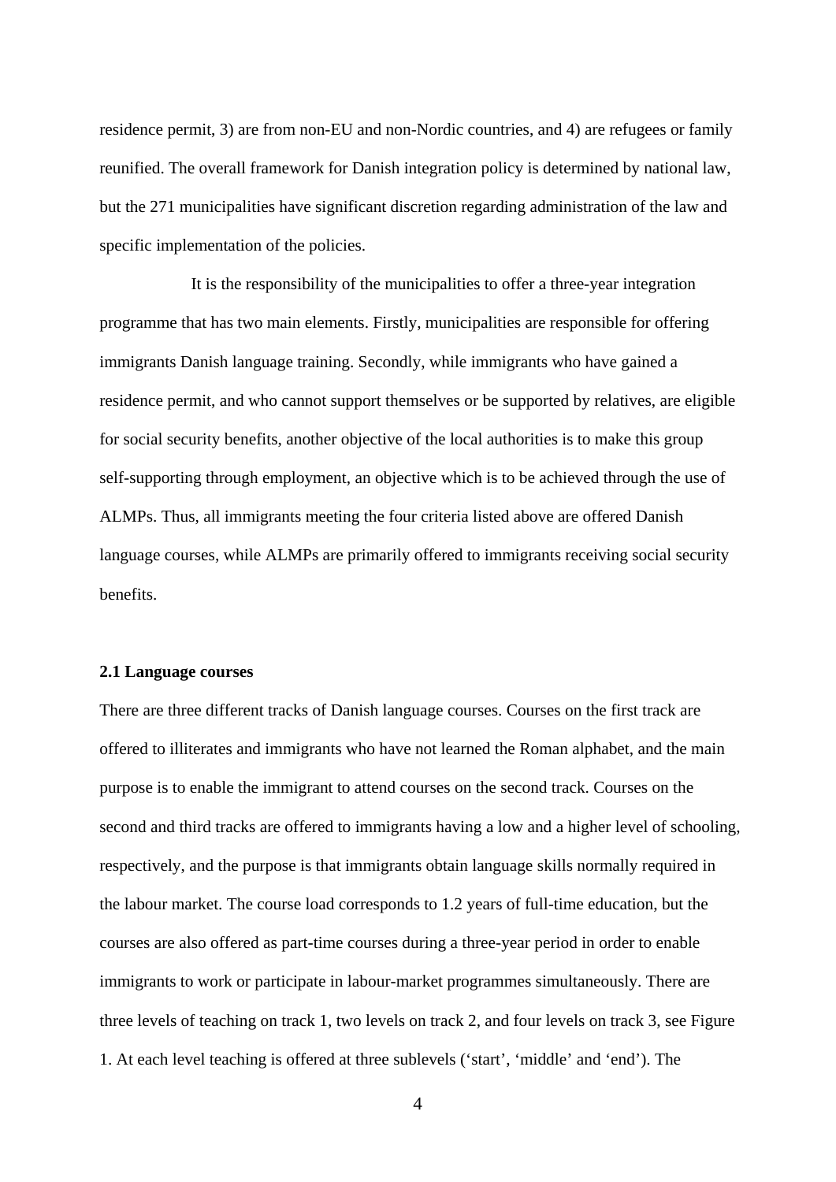residence permit, 3) are from non-EU and non-Nordic countries, and 4) are refugees or family reunified. The overall framework for Danish integration policy is determined by national law, but the 271 municipalities have significant discretion regarding administration of the law and specific implementation of the policies.

It is the responsibility of the municipalities to offer a three-year integration programme that has two main elements. Firstly, municipalities are responsible for offering immigrants Danish language training. Secondly, while immigrants who have gained a residence permit, and who cannot support themselves or be supported by relatives, are eligible for social security benefits, another objective of the local authorities is to make this group self-supporting through employment, an objective which is to be achieved through the use of ALMPs. Thus, all immigrants meeting the four criteria listed above are offered Danish language courses, while ALMPs are primarily offered to immigrants receiving social security benefits.

### 2.1 Language courses

There are three different tracks of Danish language courses. Courses on the first track are offered to illiterates and immigrants who have not learned the Roman alphabet, and the main purpose is to enable the immigrant to attend courses on the second track. Courses on the second and third tracks are offered to immigrants having a low and a higher level of schooling, respectively, and the purpose is that immigrants obtain language skills normally required in the labour market. The course load corresponds to 1.2 years of full-time education, but the courses are also offered as part-time courses during a three-year period in order to enable immigrants to work or participate in labour-market programmes simultaneously. There are three levels of teaching on track 1, two levels on track 2, and four levels on track 3, see Figure 1. At each level teaching is offered at three sublevels ('start', 'middle' and 'end'). The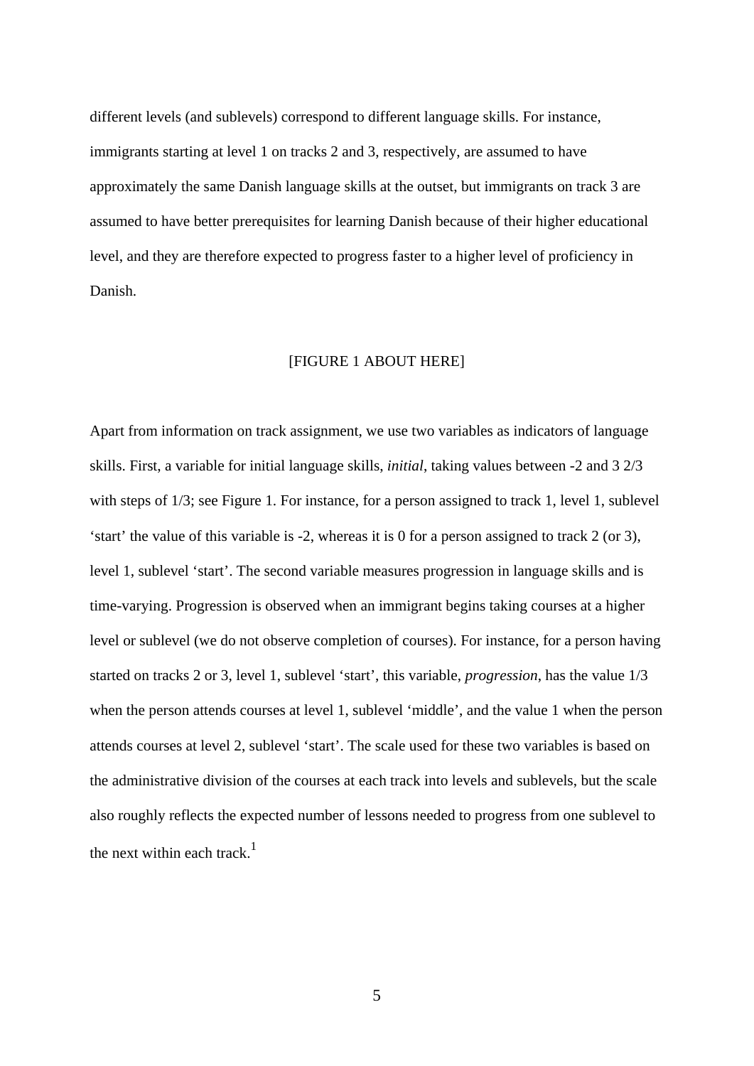different levels (and sublevels) correspond to different language skills. For instance, immigrants starting at level 1 on tracks 2 and 3, respectively, are assumed to have approximately the same Danish language skills at the outset, but immigrants on track 3 are assumed to have better prerequisites for learning Danish because of their higher educational level, and they are therefore expected to progress faster to a higher level of proficiency in Danish.

[FIGURE 1 ABOUT HERE]

Apart from information on track assignment, we use two variables as indicators of language skills. First, a variable for initial language skills, *initial*, taking values between -2 and 3 2/3 with steps of 1/3; see Figure 1. For instance, for a person assigned to track 1, level 1, sublevel 'start' the value of this variable is -2, whereas it is 0 for a person assigned to track 2 (or 3), level 1, sublevel 'start'. The second variable measures progression in language skills and is time-varying. Progression is observed when an immigrant begins taking courses at a higher level or sublevel (we do not observe completion of courses). For instance, for a person having started on tracks 2 or 3, level 1, sublevel 'start', this variable, *progression*, has the value 1/3 when the person attends courses at level 1, sublevel 'middle', and the value 1 when the person attends courses at level 2, sublevel 'start'. The scale used for these two variables is based on the administrative division of the courses at each track into levels and sublevels, but the scale also roughly reflects the expected number of lessons needed to progress from one sublevel to the next within each track.[1]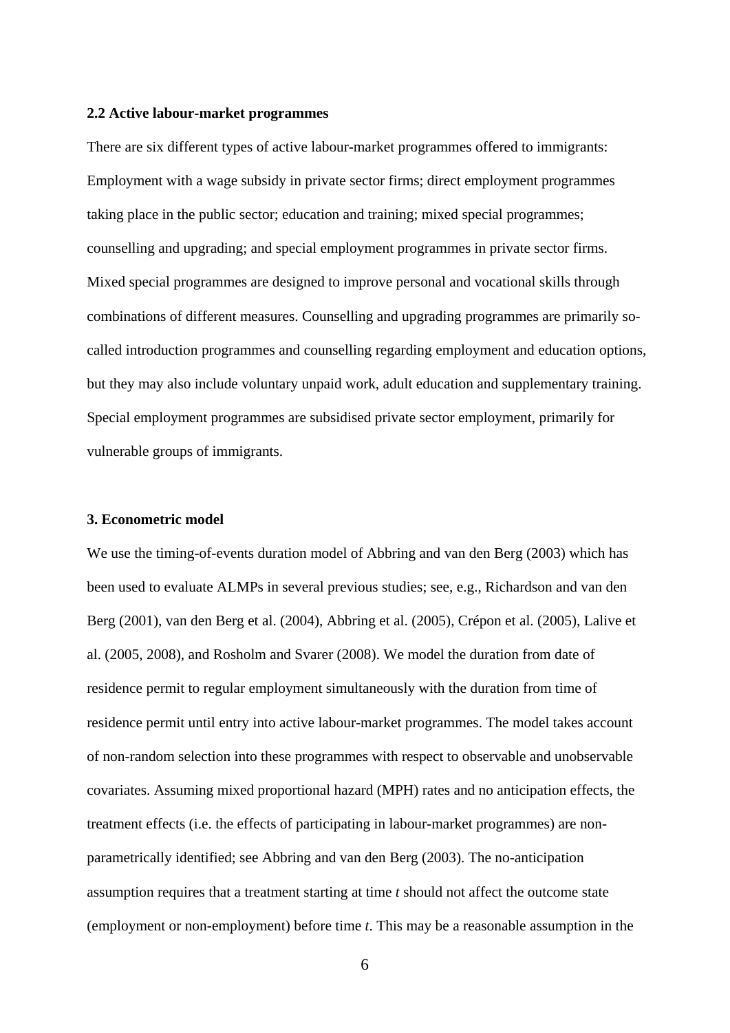### 2.2 Active labour-market programmes

There are six different types of active labour-market programmes offered to immigrants: Employment with a wage subsidy in private sector firms; direct employment programmes taking place in the public sector; education and training; mixed special programmes; counselling and upgrading; and special employment programmes in private sector firms. Mixed special programmes are designed to improve personal and vocational skills through combinations of different measures. Counselling and upgrading programmes are primarily so-called introduction programmes and counselling regarding employment and education options, but they may also include voluntary unpaid work, adult education and supplementary training. Special employment programmes are subsidised private sector employment, primarily for vulnerable groups of immigrants.

## 3. Econometric model

We use the timing-of-events duration model of Abbring and van den Berg (2003) which has been used to evaluate ALMPs in several previous studies; see, e.g., Richardson and van den Berg (2001), van den Berg et al. (2004), Abbring et al. (2005), Crépon et al. (2005), Lalive et al. (2005, 2008), and Rosholm and Svarer (2008). We model the duration from date of residence permit to regular employment simultaneously with the duration from time of residence permit until entry into active labour-market programmes. The model takes account of non-random selection into these programmes with respect to observable and unobservable covariates. Assuming mixed proportional hazard (MPH) rates and no anticipation effects, the treatment effects (i.e. the effects of participating in labour-market programmes) are non-parametrically identified; see Abbring and van den Berg (2003). The no-anticipation assumption requires that a treatment starting at time $t$ should not affect the outcome state (employment or non-employment) before time $t$. This may be a reasonable assumption in the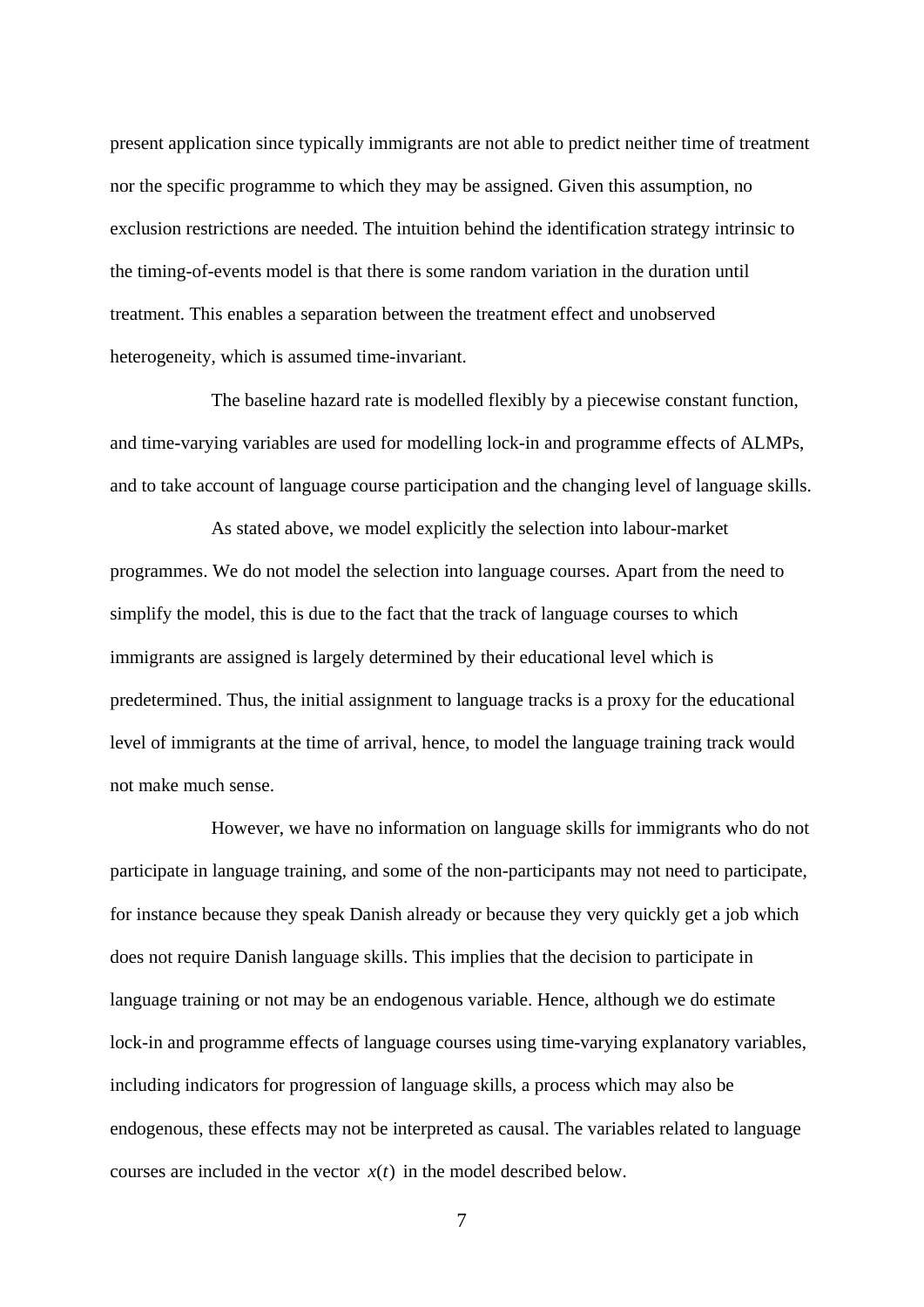present application since typically immigrants are not able to predict neither time of treatment nor the specific programme to which they may be assigned. Given this assumption, no exclusion restrictions are needed. The intuition behind the identification strategy intrinsic to the timing-of-events model is that there is some random variation in the duration until treatment. This enables a separation between the treatment effect and unobserved heterogeneity, which is assumed time-invariant.

The baseline hazard rate is modelled flexibly by a piecewise constant function, and time-varying variables are used for modelling lock-in and programme effects of ALMPs, and to take account of language course participation and the changing level of language skills.

As stated above, we model explicitly the selection into labour-market programmes. We do not model the selection into language courses. Apart from the need to simplify the model, this is due to the fact that the track of language courses to which immigrants are assigned is largely determined by their educational level which is predetermined. Thus, the initial assignment to language tracks is a proxy for the educational level of immigrants at the time of arrival, hence, to model the language training track would not make much sense.

However, we have no information on language skills for immigrants who do not participate in language training, and some of the non-participants may not need to participate, for instance because they speak Danish already or because they very quickly get a job which does not require Danish language skills. This implies that the decision to participate in language training or not may be an endogenous variable. Hence, although we do estimate lock-in and programme effects of language courses using time-varying explanatory variables, including indicators for progression of language skills, a process which may also be endogenous, these effects may not be interpreted as causal. The variables related to language courses are included in the vector $x(t)$ in the model described below.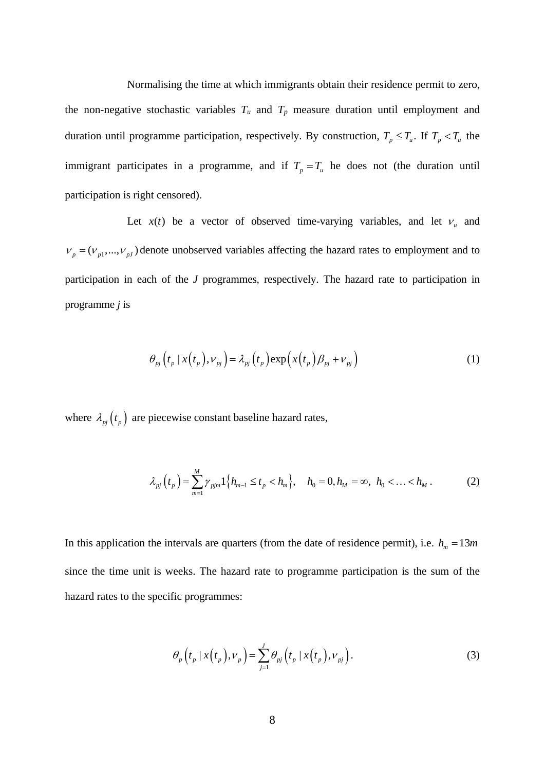Normalising the time at which immigrants obtain their residence permit to zero, the non-negative stochastic variables $T_u$ and $T_p$ measure duration until employment and duration until programme participation, respectively. By construction, $T_p \leq T_u$. If $T_p < T_u$ the immigrant participates in a programme, and if $T_p = T_u$ he does not (the duration until participation is right censored).

Let $x(t)$ be a vector of observed time-varying variables, and let $\nu_u$ and $\nu_p = (\nu_{p1},...,\nu_{pJ})$ denote unobserved variables affecting the hazard rates to employment and to participation in each of the $J$ programmes, respectively. The hazard rate to participation in programme $j$ is

$$\theta_{pj}\left(t_p \mid x\left(t_p\right), \nu_{pj}\right) = \lambda_{pj}\left(t_p\right)\exp\left(x\left(t_p\right)\beta_{pj} + \nu_{pj}\right) \tag{1}$$

where $\lambda_{pj}\left(t_p\right)$ are piecewise constant baseline hazard rates,

$$\lambda_{pj}\left(t_p\right) = \sum_{m=1}^{M}\gamma_{pjm}1\left\{h_{m-1} \leq t_p < h_m\right\}, \quad h_0 = 0, h_M = \infty,\ h_0 < \ldots < h_M\,. \tag{2}$$

In this application the intervals are quarters (from the date of residence permit), i.e. $h_m = 13m$ since the time unit is weeks. The hazard rate to programme participation is the sum of the hazard rates to the specific programmes:

$$\theta_p\left(t_p \mid x\left(t_p\right), \nu_p\right) = \sum_{j=1}^{J}\theta_{pj}\left(t_p \mid x\left(t_p\right), \nu_{pj}\right). \tag{3}$$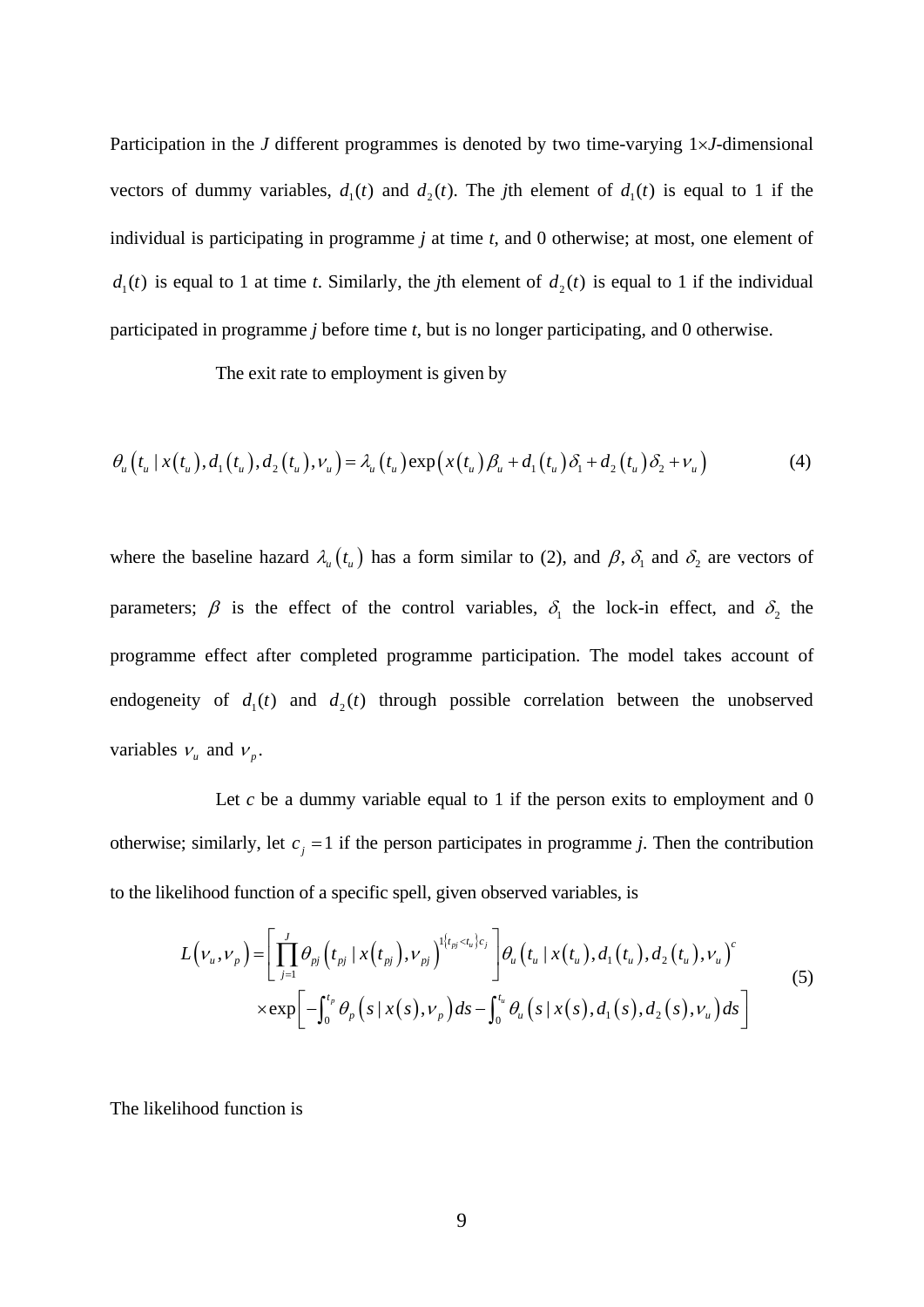Participation in the $J$ different programmes is denoted by two time-varying $1\times J$-dimensional vectors of dummy variables, $d_1(t)$ and $d_2(t)$. The $j$th element of $d_1(t)$ is equal to 1 if the individual is participating in programme $j$ at time $t$, and 0 otherwise; at most, one element of $d_1(t)$ is equal to 1 at time $t$. Similarly, the $j$th element of $d_2(t)$ is equal to 1 if the individual participated in programme $j$ before time $t$, but is no longer participating, and 0 otherwise.

The exit rate to employment is given by

$$\theta_u\left(t_u \mid x\left(t_u\right), d_1\left(t_u\right), d_2\left(t_u\right), \nu_u\right) = \lambda_u\left(t_u\right)\exp\left(x\left(t_u\right)\beta_u + d_1\left(t_u\right)\delta_1 + d_2\left(t_u\right)\delta_2 + \nu_u\right) \tag{4}$$

where the baseline hazard $\lambda_u\left(t_u\right)$ has a form similar to (2), and $\beta$, $\delta_1$ and $\delta_2$ are vectors of parameters; $\beta$ is the effect of the control variables, $\delta_1$ the lock-in effect, and $\delta_2$ the programme effect after completed programme participation. The model takes account of endogeneity of $d_1(t)$ and $d_2(t)$ through possible correlation between the unobserved variables $\nu_u$ and $\nu_p$.

Let $c$ be a dummy variable equal to 1 if the person exits to employment and 0 otherwise; similarly, let $c_j = 1$ if the person participates in programme $j$. Then the contribution to the likelihood function of a specific spell, given observed variables, is

$$\begin{aligned} L\left(\nu_u, \nu_p\right) = & \left[\prod_{j=1}^{J} \theta_{pj}\left(t_{pj} \mid x\left(t_{pj}\right), \nu_{pj}\right)^{1\left\{t_{pj} < t_u\right\} c_j}\right] \theta_u\left(t_u \mid x\left(t_u\right), d_1\left(t_u\right), d_2\left(t_u\right), \nu_u\right)^{c} \\ & \times \exp\left[-\int_0^{t_p} \theta_p\left(s \mid x\left(s\right), \nu_p\right) ds - \int_0^{t_u} \theta_u\left(s \mid x\left(s\right), d_1\left(s\right), d_2\left(s\right), \nu_u\right) ds\right] \end{aligned} \tag{5}$$

The likelihood function is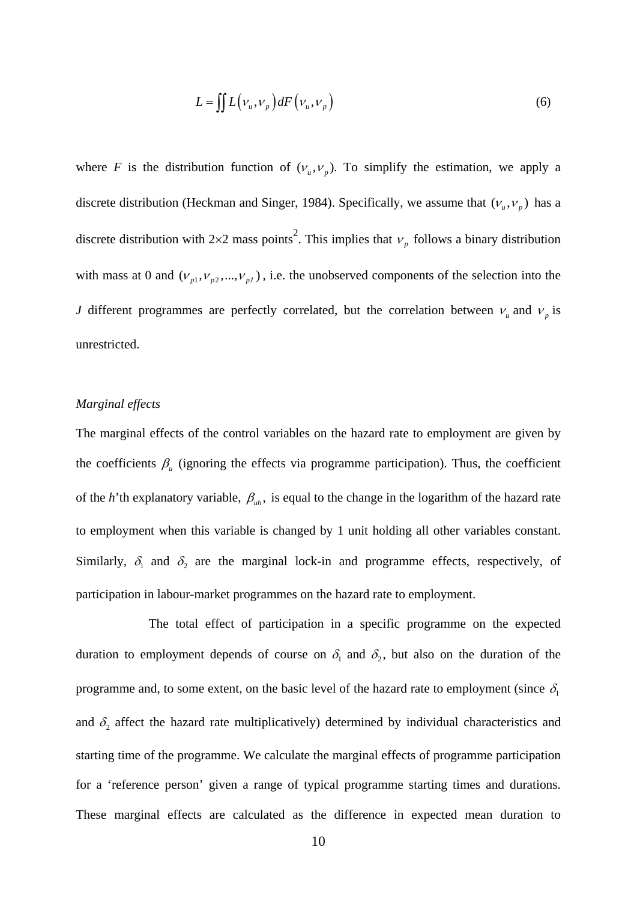$$L = \iint L\left(v_u, v_p\right) dF\left(v_u, v_p\right) \tag{6}$$

where $F$ is the distribution function of ($v_u, v_p$). To simplify the estimation, we apply a discrete distribution (Heckman and Singer, 1984). Specifically, we assume that $(v_u, v_p)$ has a discrete distribution with 2×2 mass points[2]. This implies that $v_p$ follows a binary distribution with mass at 0 and $(v_{p1}, v_{p2}, ..., v_{pJ})$, i.e. the unobserved components of the selection into the $J$ different programmes are perfectly correlated, but the correlation between $v_u$ and $v_p$ is unrestricted.

*Marginal effects*

The marginal effects of the control variables on the hazard rate to employment are given by the coefficients $\beta_u$ (ignoring the effects via programme participation). Thus, the coefficient of the $h$'th explanatory variable, $\beta_{uh}$, is equal to the change in the logarithm of the hazard rate to employment when this variable is changed by 1 unit holding all other variables constant. Similarly, $\delta_1$ and $\delta_2$ are the marginal lock-in and programme effects, respectively, of participation in labour-market programmes on the hazard rate to employment.

The total effect of participation in a specific programme on the expected duration to employment depends of course on $\delta_1$ and $\delta_2$, but also on the duration of the programme and, to some extent, on the basic level of the hazard rate to employment (since $\delta_1$ and $\delta_2$ affect the hazard rate multiplicatively) determined by individual characteristics and starting time of the programme. We calculate the marginal effects of programme participation for a 'reference person' given a range of typical programme starting times and durations. These marginal effects are calculated as the difference in expected mean duration to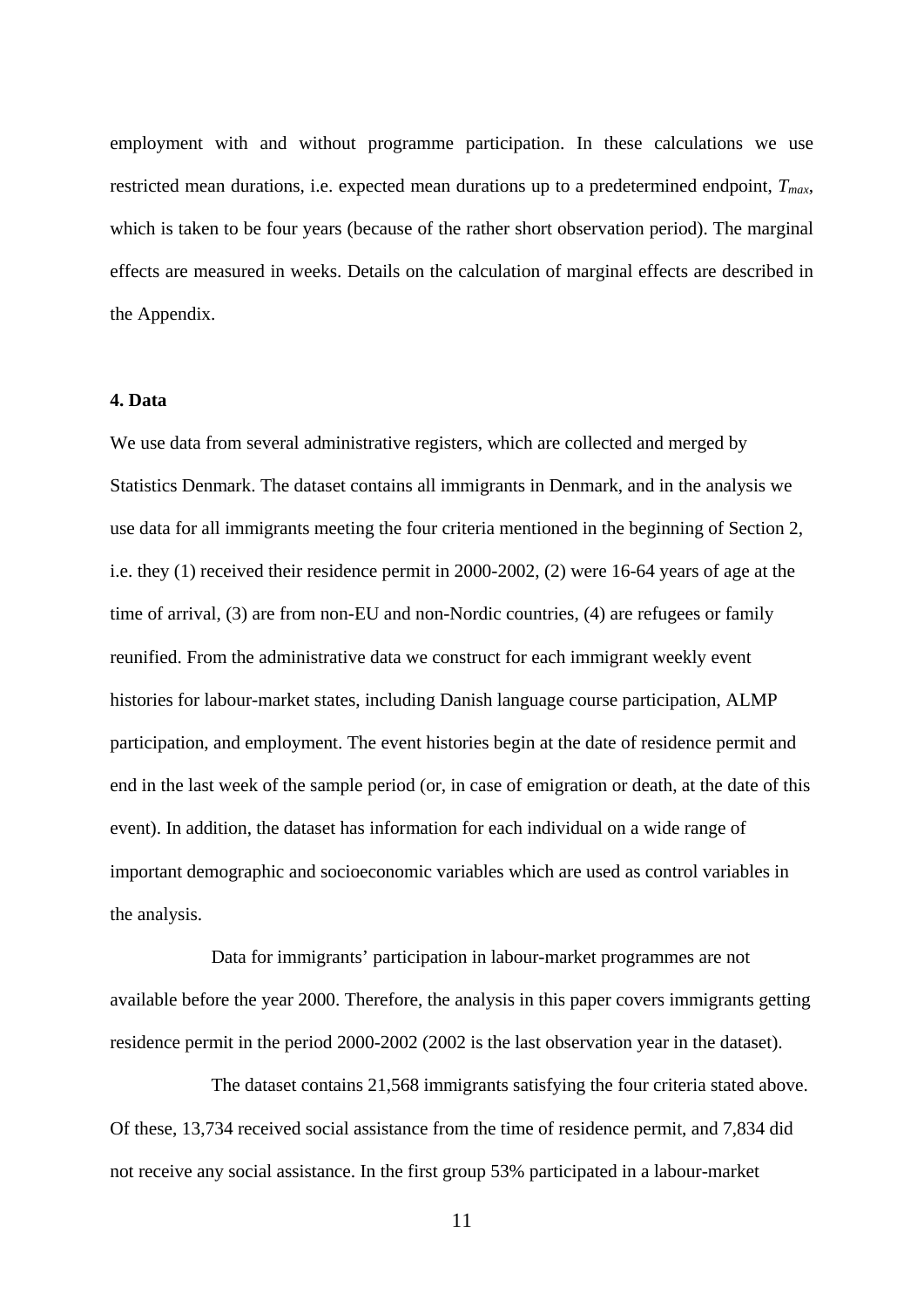employment with and without programme participation. In these calculations we use restricted mean durations, i.e. expected mean durations up to a predetermined endpoint, $T_{max}$, which is taken to be four years (because of the rather short observation period). The marginal effects are measured in weeks. Details on the calculation of marginal effects are described in the Appendix.

## 4. Data

We use data from several administrative registers, which are collected and merged by Statistics Denmark. The dataset contains all immigrants in Denmark, and in the analysis we use data for all immigrants meeting the four criteria mentioned in the beginning of Section 2, i.e. they (1) received their residence permit in 2000-2002, (2) were 16-64 years of age at the time of arrival, (3) are from non-EU and non-Nordic countries, (4) are refugees or family reunified. From the administrative data we construct for each immigrant weekly event histories for labour-market states, including Danish language course participation, ALMP participation, and employment. The event histories begin at the date of residence permit and end in the last week of the sample period (or, in case of emigration or death, at the date of this event). In addition, the dataset has information for each individual on a wide range of important demographic and socioeconomic variables which are used as control variables in the analysis.

Data for immigrants' participation in labour-market programmes are not available before the year 2000. Therefore, the analysis in this paper covers immigrants getting residence permit in the period 2000-2002 (2002 is the last observation year in the dataset).

The dataset contains 21,568 immigrants satisfying the four criteria stated above. Of these, 13,734 received social assistance from the time of residence permit, and 7,834 did not receive any social assistance. In the first group 53% participated in a labour-market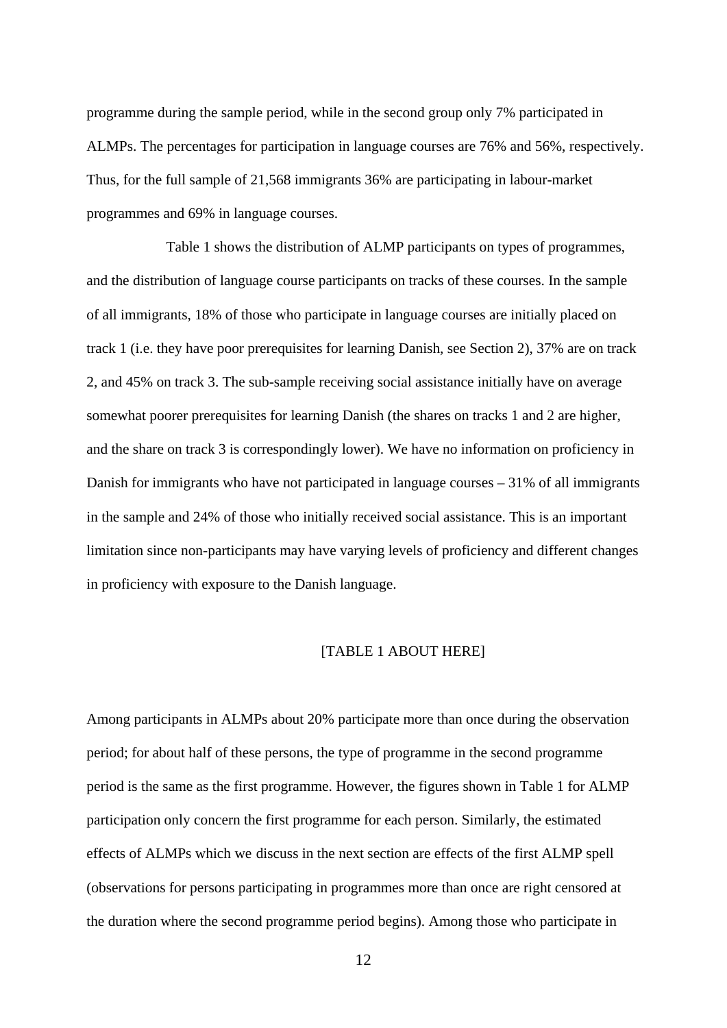programme during the sample period, while in the second group only 7% participated in ALMPs. The percentages for participation in language courses are 76% and 56%, respectively. Thus, for the full sample of 21,568 immigrants 36% are participating in labour-market programmes and 69% in language courses.

Table 1 shows the distribution of ALMP participants on types of programmes, and the distribution of language course participants on tracks of these courses. In the sample of all immigrants, 18% of those who participate in language courses are initially placed on track 1 (i.e. they have poor prerequisites for learning Danish, see Section 2), 37% are on track 2, and 45% on track 3. The sub-sample receiving social assistance initially have on average somewhat poorer prerequisites for learning Danish (the shares on tracks 1 and 2 are higher, and the share on track 3 is correspondingly lower). We have no information on proficiency in Danish for immigrants who have not participated in language courses – 31% of all immigrants in the sample and 24% of those who initially received social assistance. This is an important limitation since non-participants may have varying levels of proficiency and different changes in proficiency with exposure to the Danish language.

[TABLE 1 ABOUT HERE]

Among participants in ALMPs about 20% participate more than once during the observation period; for about half of these persons, the type of programme in the second programme period is the same as the first programme. However, the figures shown in Table 1 for ALMP participation only concern the first programme for each person. Similarly, the estimated effects of ALMPs which we discuss in the next section are effects of the first ALMP spell (observations for persons participating in programmes more than once are right censored at the duration where the second programme period begins). Among those who participate in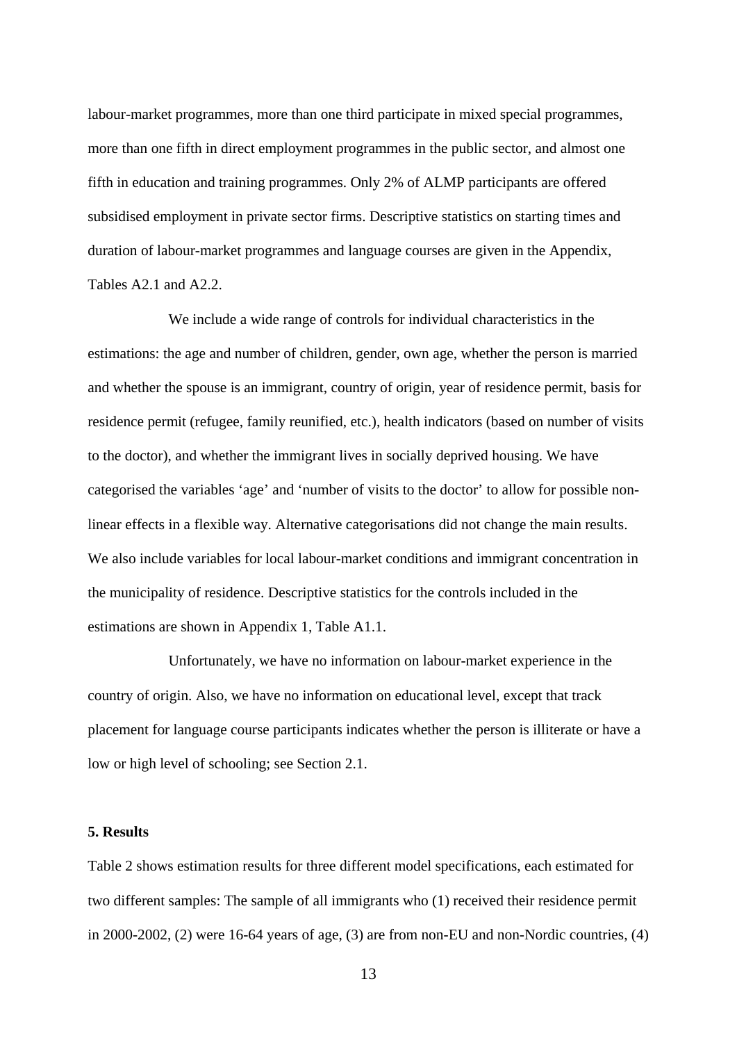labour-market programmes, more than one third participate in mixed special programmes, more than one fifth in direct employment programmes in the public sector, and almost one fifth in education and training programmes. Only 2% of ALMP participants are offered subsidised employment in private sector firms. Descriptive statistics on starting times and duration of labour-market programmes and language courses are given in the Appendix, Tables A2.1 and A2.2.

We include a wide range of controls for individual characteristics in the estimations: the age and number of children, gender, own age, whether the person is married and whether the spouse is an immigrant, country of origin, year of residence permit, basis for residence permit (refugee, family reunified, etc.), health indicators (based on number of visits to the doctor), and whether the immigrant lives in socially deprived housing. We have categorised the variables 'age' and 'number of visits to the doctor' to allow for possible non-linear effects in a flexible way. Alternative categorisations did not change the main results. We also include variables for local labour-market conditions and immigrant concentration in the municipality of residence. Descriptive statistics for the controls included in the estimations are shown in Appendix 1, Table A1.1.

Unfortunately, we have no information on labour-market experience in the country of origin. Also, we have no information on educational level, except that track placement for language course participants indicates whether the person is illiterate or have a low or high level of schooling; see Section 2.1.

## 5. Results

Table 2 shows estimation results for three different model specifications, each estimated for two different samples: The sample of all immigrants who (1) received their residence permit in 2000-2002, (2) were 16-64 years of age, (3) are from non-EU and non-Nordic countries, (4)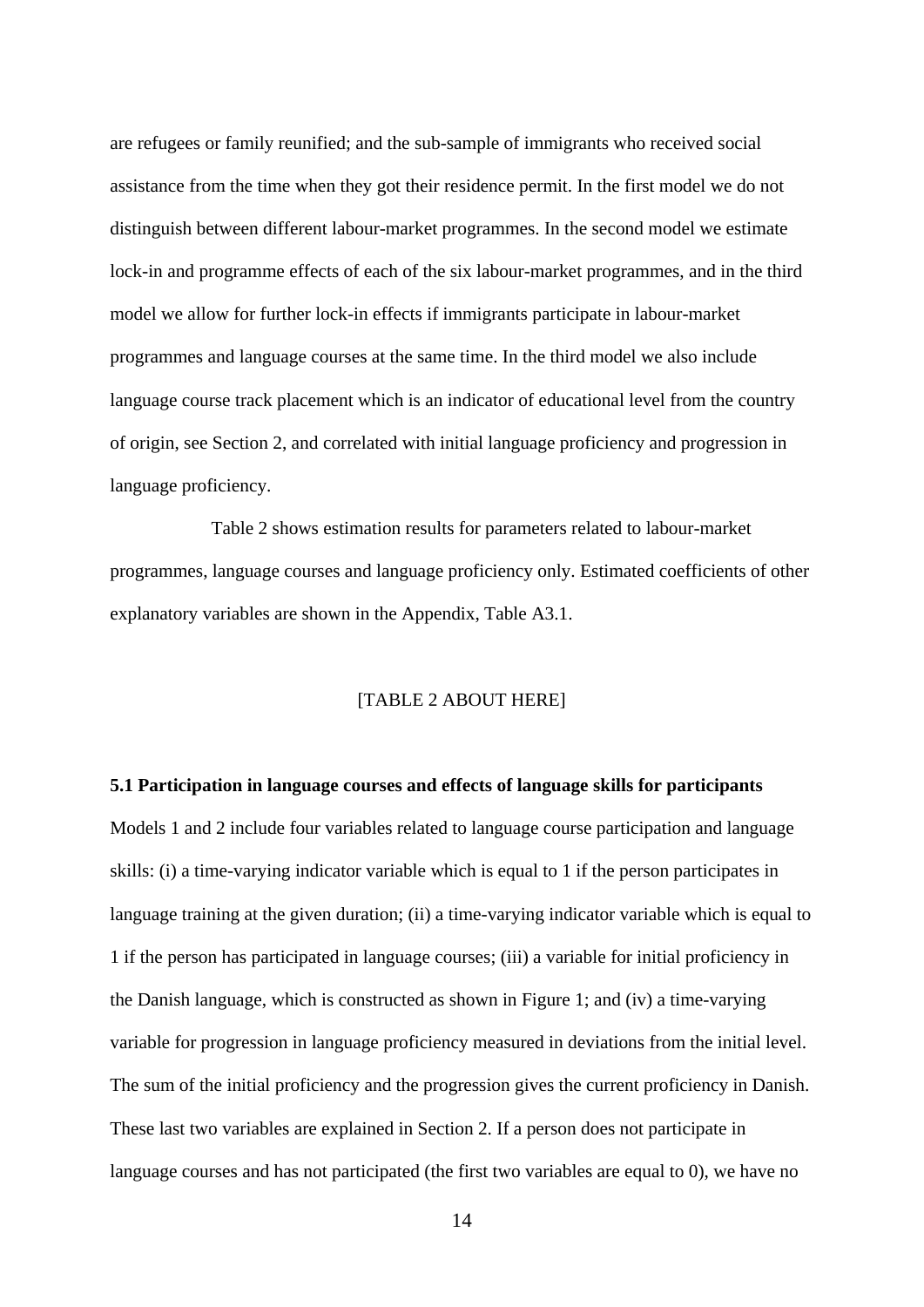are refugees or family reunified; and the sub-sample of immigrants who received social assistance from the time when they got their residence permit. In the first model we do not distinguish between different labour-market programmes. In the second model we estimate lock-in and programme effects of each of the six labour-market programmes, and in the third model we allow for further lock-in effects if immigrants participate in labour-market programmes and language courses at the same time. In the third model we also include language course track placement which is an indicator of educational level from the country of origin, see Section 2, and correlated with initial language proficiency and progression in language proficiency.

Table 2 shows estimation results for parameters related to labour-market programmes, language courses and language proficiency only. Estimated coefficients of other explanatory variables are shown in the Appendix, Table A3.1.

[TABLE 2 ABOUT HERE]

**5.1 Participation in language courses and effects of language skills for participants**

Models 1 and 2 include four variables related to language course participation and language skills: (i) a time-varying indicator variable which is equal to 1 if the person participates in language training at the given duration; (ii) a time-varying indicator variable which is equal to 1 if the person has participated in language courses; (iii) a variable for initial proficiency in the Danish language, which is constructed as shown in Figure 1; and (iv) a time-varying variable for progression in language proficiency measured in deviations from the initial level. The sum of the initial proficiency and the progression gives the current proficiency in Danish. These last two variables are explained in Section 2. If a person does not participate in language courses and has not participated (the first two variables are equal to 0), we have no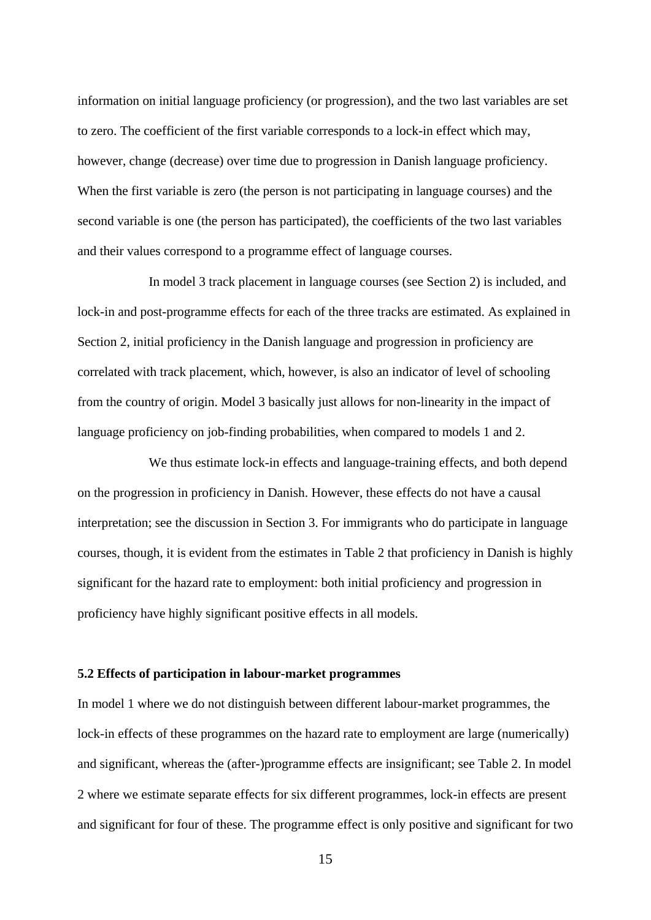information on initial language proficiency (or progression), and the two last variables are set to zero. The coefficient of the first variable corresponds to a lock-in effect which may, however, change (decrease) over time due to progression in Danish language proficiency. When the first variable is zero (the person is not participating in language courses) and the second variable is one (the person has participated), the coefficients of the two last variables and their values correspond to a programme effect of language courses.

In model 3 track placement in language courses (see Section 2) is included, and lock-in and post-programme effects for each of the three tracks are estimated. As explained in Section 2, initial proficiency in the Danish language and progression in proficiency are correlated with track placement, which, however, is also an indicator of level of schooling from the country of origin. Model 3 basically just allows for non-linearity in the impact of language proficiency on job-finding probabilities, when compared to models 1 and 2.

We thus estimate lock-in effects and language-training effects, and both depend on the progression in proficiency in Danish. However, these effects do not have a causal interpretation; see the discussion in Section 3. For immigrants who do participate in language courses, though, it is evident from the estimates in Table 2 that proficiency in Danish is highly significant for the hazard rate to employment: both initial proficiency and progression in proficiency have highly significant positive effects in all models.

### 5.2 Effects of participation in labour-market programmes

In model 1 where we do not distinguish between different labour-market programmes, the lock-in effects of these programmes on the hazard rate to employment are large (numerically) and significant, whereas the (after-)programme effects are insignificant; see Table 2. In model 2 where we estimate separate effects for six different programmes, lock-in effects are present and significant for four of these. The programme effect is only positive and significant for two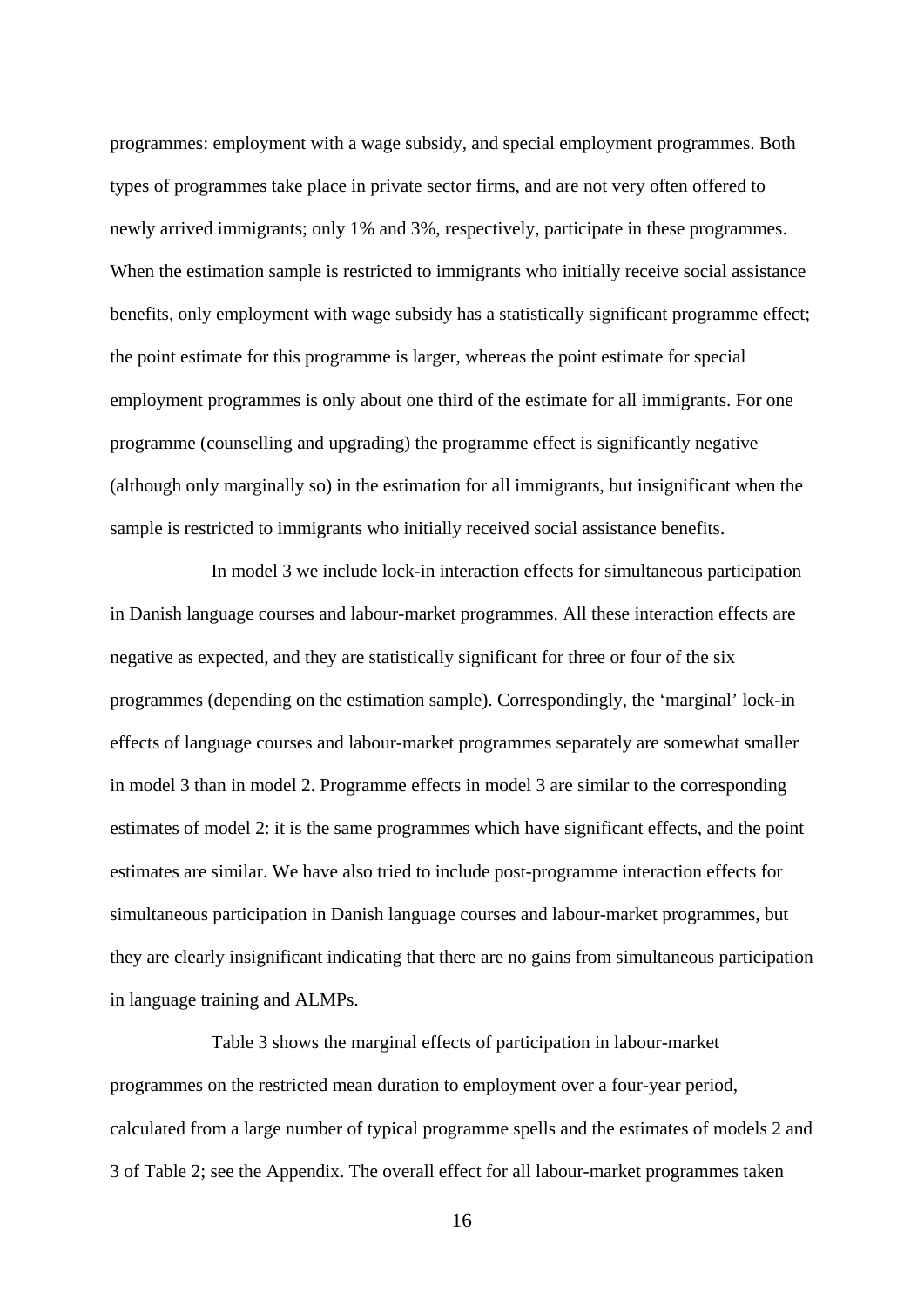programmes: employment with a wage subsidy, and special employment programmes. Both types of programmes take place in private sector firms, and are not very often offered to newly arrived immigrants; only 1% and 3%, respectively, participate in these programmes. When the estimation sample is restricted to immigrants who initially receive social assistance benefits, only employment with wage subsidy has a statistically significant programme effect; the point estimate for this programme is larger, whereas the point estimate for special employment programmes is only about one third of the estimate for all immigrants. For one programme (counselling and upgrading) the programme effect is significantly negative (although only marginally so) in the estimation for all immigrants, but insignificant when the sample is restricted to immigrants who initially received social assistance benefits.

In model 3 we include lock-in interaction effects for simultaneous participation in Danish language courses and labour-market programmes. All these interaction effects are negative as expected, and they are statistically significant for three or four of the six programmes (depending on the estimation sample). Correspondingly, the 'marginal' lock-in effects of language courses and labour-market programmes separately are somewhat smaller in model 3 than in model 2. Programme effects in model 3 are similar to the corresponding estimates of model 2: it is the same programmes which have significant effects, and the point estimates are similar. We have also tried to include post-programme interaction effects for simultaneous participation in Danish language courses and labour-market programmes, but they are clearly insignificant indicating that there are no gains from simultaneous participation in language training and ALMPs.

Table 3 shows the marginal effects of participation in labour-market programmes on the restricted mean duration to employment over a four-year period, calculated from a large number of typical programme spells and the estimates of models 2 and 3 of Table 2; see the Appendix. The overall effect for all labour-market programmes taken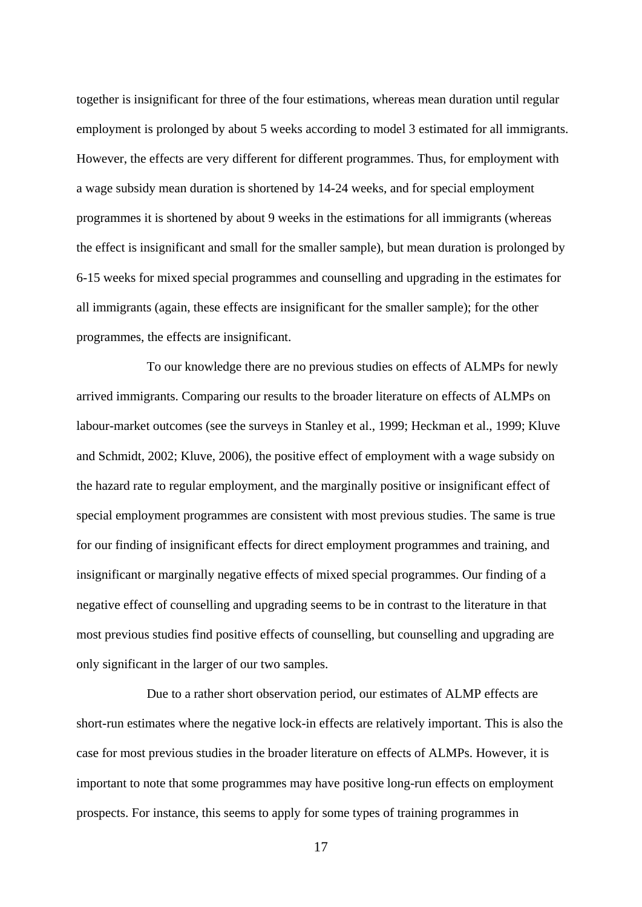together is insignificant for three of the four estimations, whereas mean duration until regular employment is prolonged by about 5 weeks according to model 3 estimated for all immigrants. However, the effects are very different for different programmes. Thus, for employment with a wage subsidy mean duration is shortened by 14-24 weeks, and for special employment programmes it is shortened by about 9 weeks in the estimations for all immigrants (whereas the effect is insignificant and small for the smaller sample), but mean duration is prolonged by 6-15 weeks for mixed special programmes and counselling and upgrading in the estimates for all immigrants (again, these effects are insignificant for the smaller sample); for the other programmes, the effects are insignificant.

To our knowledge there are no previous studies on effects of ALMPs for newly arrived immigrants. Comparing our results to the broader literature on effects of ALMPs on labour-market outcomes (see the surveys in Stanley et al., 1999; Heckman et al., 1999; Kluve and Schmidt, 2002; Kluve, 2006), the positive effect of employment with a wage subsidy on the hazard rate to regular employment, and the marginally positive or insignificant effect of special employment programmes are consistent with most previous studies. The same is true for our finding of insignificant effects for direct employment programmes and training, and insignificant or marginally negative effects of mixed special programmes. Our finding of a negative effect of counselling and upgrading seems to be in contrast to the literature in that most previous studies find positive effects of counselling, but counselling and upgrading are only significant in the larger of our two samples.

Due to a rather short observation period, our estimates of ALMP effects are short-run estimates where the negative lock-in effects are relatively important. This is also the case for most previous studies in the broader literature on effects of ALMPs. However, it is important to note that some programmes may have positive long-run effects on employment prospects. For instance, this seems to apply for some types of training programmes in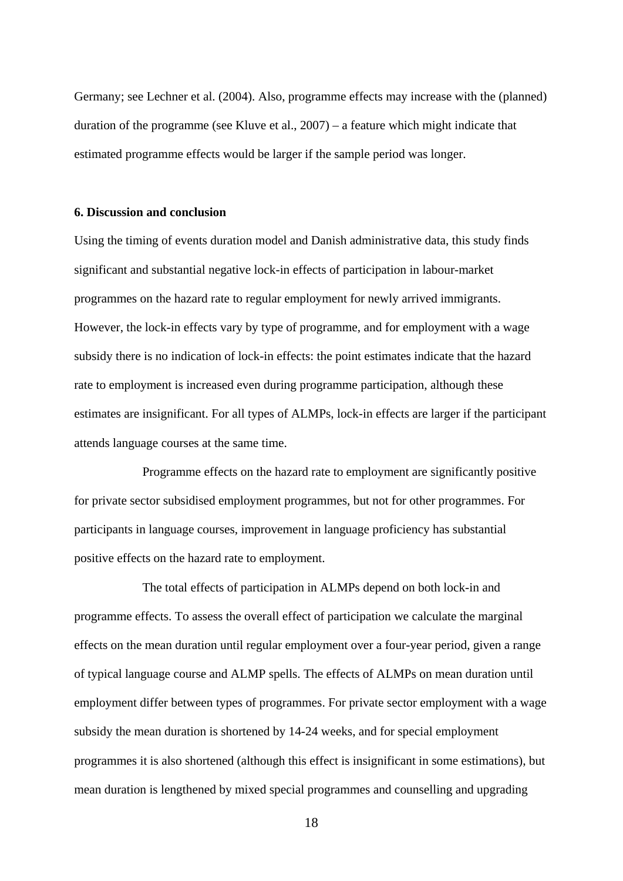Germany; see Lechner et al. (2004). Also, programme effects may increase with the (planned) duration of the programme (see Kluve et al., 2007) – a feature which might indicate that estimated programme effects would be larger if the sample period was longer.

## 6. Discussion and conclusion

Using the timing of events duration model and Danish administrative data, this study finds significant and substantial negative lock-in effects of participation in labour-market programmes on the hazard rate to regular employment for newly arrived immigrants. However, the lock-in effects vary by type of programme, and for employment with a wage subsidy there is no indication of lock-in effects: the point estimates indicate that the hazard rate to employment is increased even during programme participation, although these estimates are insignificant. For all types of ALMPs, lock-in effects are larger if the participant attends language courses at the same time.

Programme effects on the hazard rate to employment are significantly positive for private sector subsidised employment programmes, but not for other programmes. For participants in language courses, improvement in language proficiency has substantial positive effects on the hazard rate to employment.

The total effects of participation in ALMPs depend on both lock-in and programme effects. To assess the overall effect of participation we calculate the marginal effects on the mean duration until regular employment over a four-year period, given a range of typical language course and ALMP spells. The effects of ALMPs on mean duration until employment differ between types of programmes. For private sector employment with a wage subsidy the mean duration is shortened by 14-24 weeks, and for special employment programmes it is also shortened (although this effect is insignificant in some estimations), but mean duration is lengthened by mixed special programmes and counselling and upgrading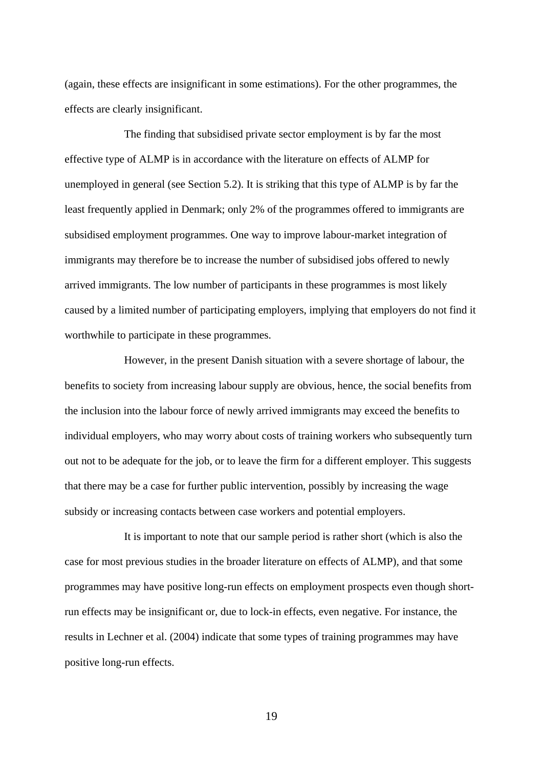(again, these effects are insignificant in some estimations). For the other programmes, the effects are clearly insignificant.

The finding that subsidised private sector employment is by far the most effective type of ALMP is in accordance with the literature on effects of ALMP for unemployed in general (see Section 5.2). It is striking that this type of ALMP is by far the least frequently applied in Denmark; only 2% of the programmes offered to immigrants are subsidised employment programmes. One way to improve labour-market integration of immigrants may therefore be to increase the number of subsidised jobs offered to newly arrived immigrants. The low number of participants in these programmes is most likely caused by a limited number of participating employers, implying that employers do not find it worthwhile to participate in these programmes.

However, in the present Danish situation with a severe shortage of labour, the benefits to society from increasing labour supply are obvious, hence, the social benefits from the inclusion into the labour force of newly arrived immigrants may exceed the benefits to individual employers, who may worry about costs of training workers who subsequently turn out not to be adequate for the job, or to leave the firm for a different employer. This suggests that there may be a case for further public intervention, possibly by increasing the wage subsidy or increasing contacts between case workers and potential employers.

It is important to note that our sample period is rather short (which is also the case for most previous studies in the broader literature on effects of ALMP), and that some programmes may have positive long-run effects on employment prospects even though short-run effects may be insignificant or, due to lock-in effects, even negative. For instance, the results in Lechner et al. (2004) indicate that some types of training programmes may have positive long-run effects.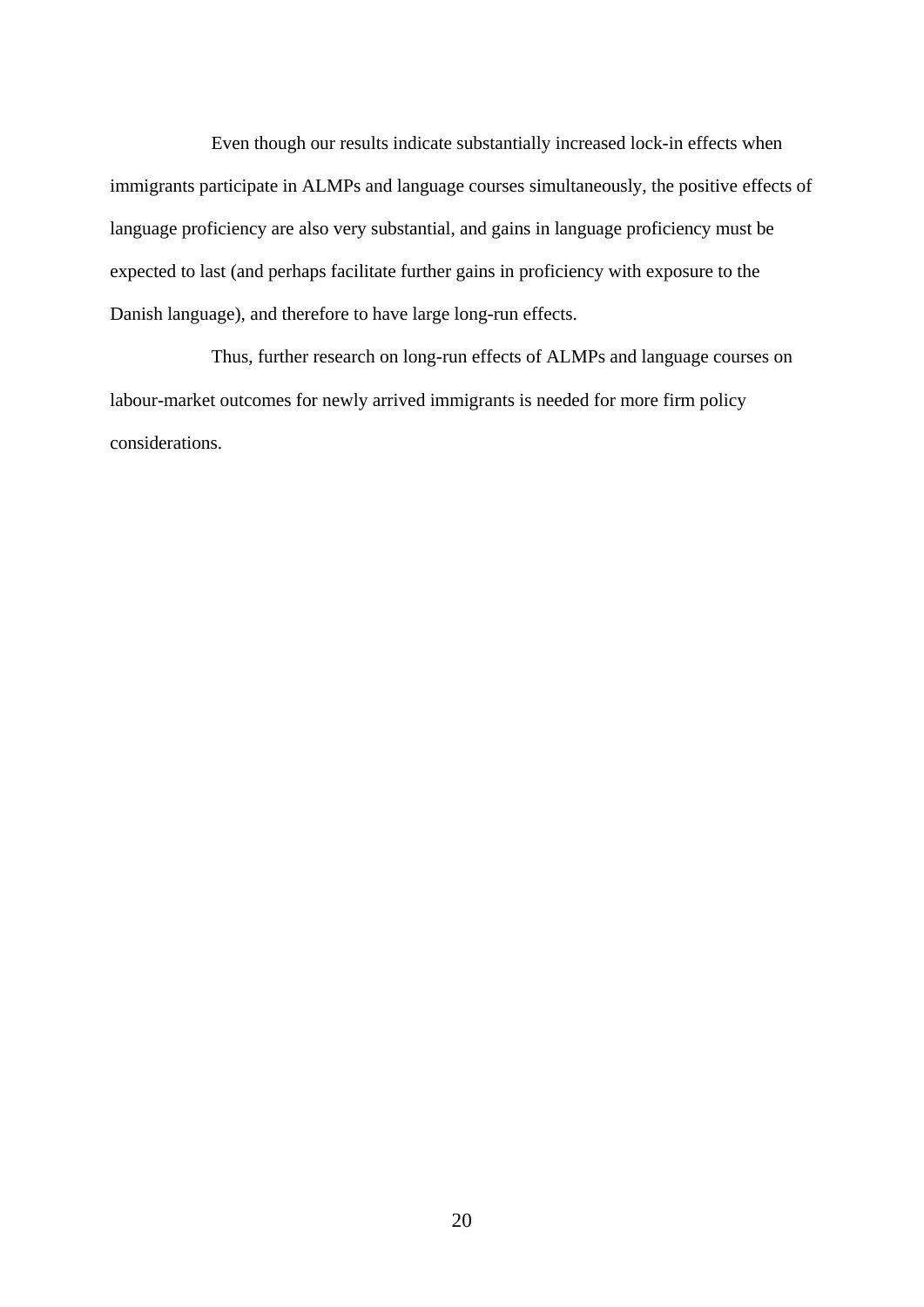Even though our results indicate substantially increased lock-in effects when immigrants participate in ALMPs and language courses simultaneously, the positive effects of language proficiency are also very substantial, and gains in language proficiency must be expected to last (and perhaps facilitate further gains in proficiency with exposure to the Danish language), and therefore to have large long-run effects.

Thus, further research on long-run effects of ALMPs and language courses on labour-market outcomes for newly arrived immigrants is needed for more firm policy considerations.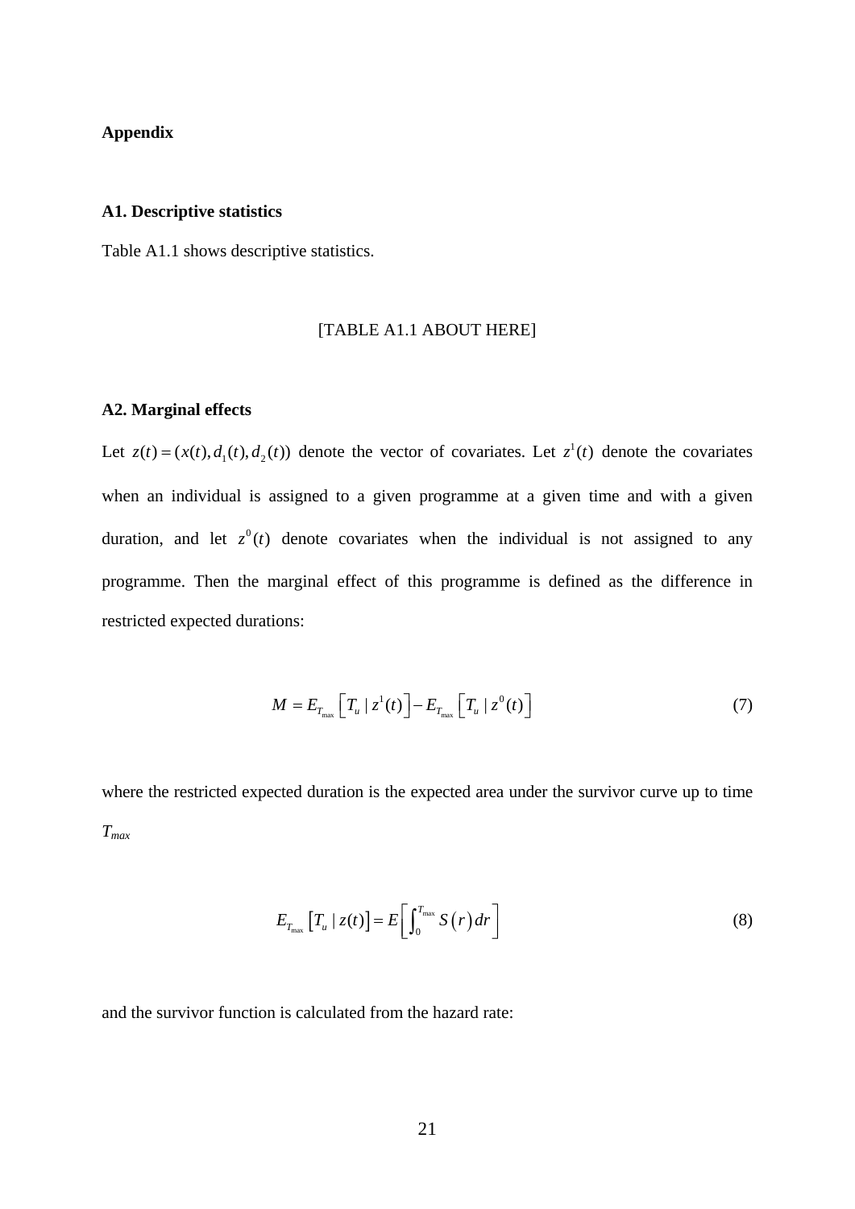**Appendix**

**A1. Descriptive statistics**

Table A1.1 shows descriptive statistics.

[TABLE A1.1 ABOUT HERE]

**A2. Marginal effects**

Let $z(t) = (x(t), d_1(t), d_2(t))$ denote the vector of covariates. Let $z^1(t)$ denote the covariates when an individual is assigned to a given programme at a given time and with a given duration, and let $z^0(t)$ denote covariates when the individual is not assigned to any programme. Then the marginal effect of this programme is defined as the difference in restricted expected durations:

$$M = E_{T_{\max}}\left[T_u \mid z^1(t)\right] - E_{T_{\max}}\left[T_u \mid z^0(t)\right] \tag{7}$$

where the restricted expected duration is the expected area under the survivor curve up to time $T_{max}$

$$E_{T_{\max}}\left[T_u \mid z(t)\right] = E\left[\int_0^{T_{\max}} S\left(r\right) dr\right] \tag{8}$$

and the survivor function is calculated from the hazard rate: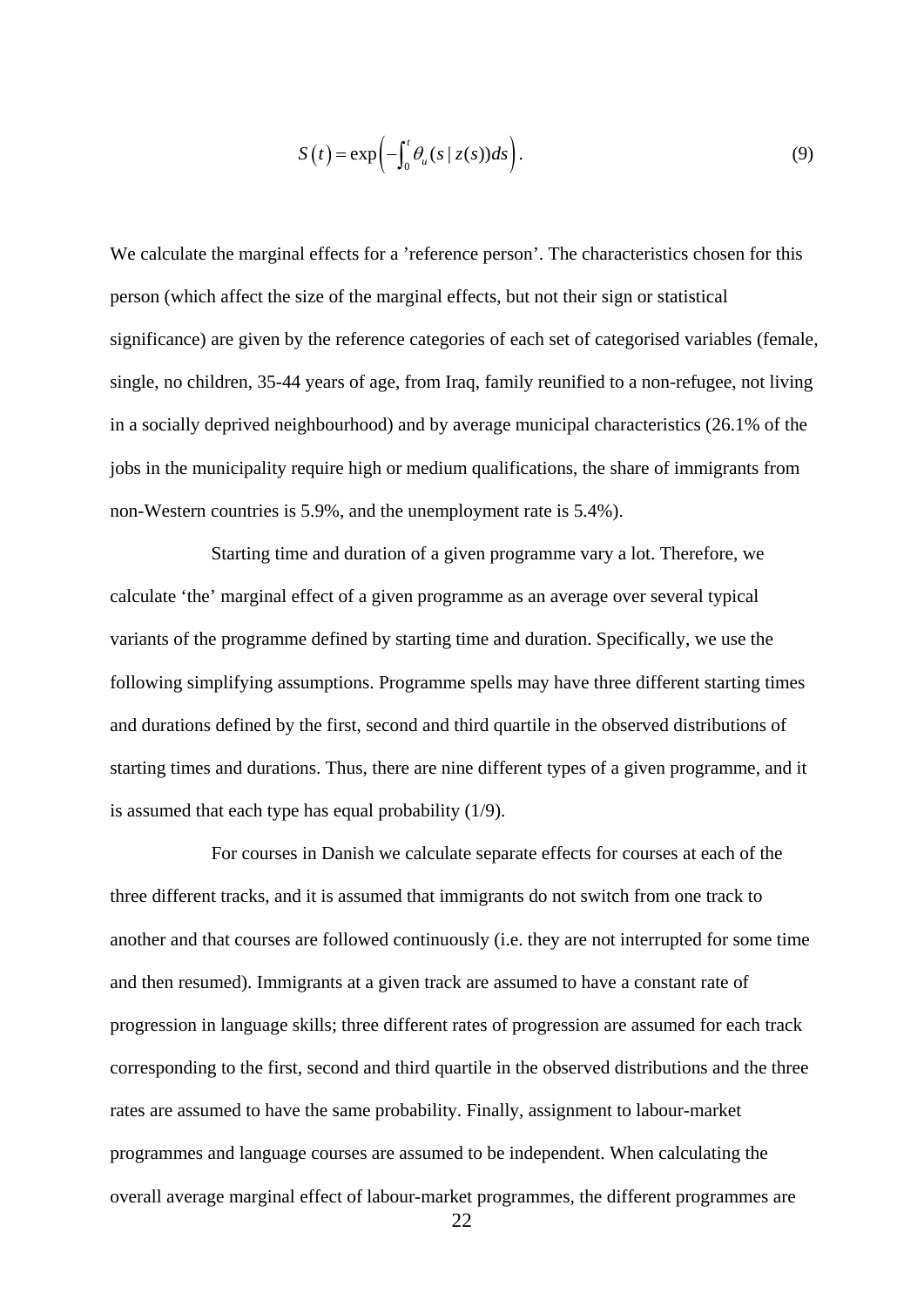$$S(t) = \exp\left(-\int_0^t \theta_u(s \mid z(s))ds\right). \tag{9}$$

We calculate the marginal effects for a ’reference person’. The characteristics chosen for this person (which affect the size of the marginal effects, but not their sign or statistical significance) are given by the reference categories of each set of categorised variables (female, single, no children, 35-44 years of age, from Iraq, family reunified to a non-refugee, not living in a socially deprived neighbourhood) and by average municipal characteristics (26.1% of the jobs in the municipality require high or medium qualifications, the share of immigrants from non-Western countries is 5.9%, and the unemployment rate is 5.4%).

Starting time and duration of a given programme vary a lot. Therefore, we calculate ‘the’ marginal effect of a given programme as an average over several typical variants of the programme defined by starting time and duration. Specifically, we use the following simplifying assumptions. Programme spells may have three different starting times and durations defined by the first, second and third quartile in the observed distributions of starting times and durations. Thus, there are nine different types of a given programme, and it is assumed that each type has equal probability (1/9).

For courses in Danish we calculate separate effects for courses at each of the three different tracks, and it is assumed that immigrants do not switch from one track to another and that courses are followed continuously (i.e. they are not interrupted for some time and then resumed). Immigrants at a given track are assumed to have a constant rate of progression in language skills; three different rates of progression are assumed for each track corresponding to the first, second and third quartile in the observed distributions and the three rates are assumed to have the same probability. Finally, assignment to labour-market programmes and language courses are assumed to be independent. When calculating the overall average marginal effect of labour-market programmes, the different programmes are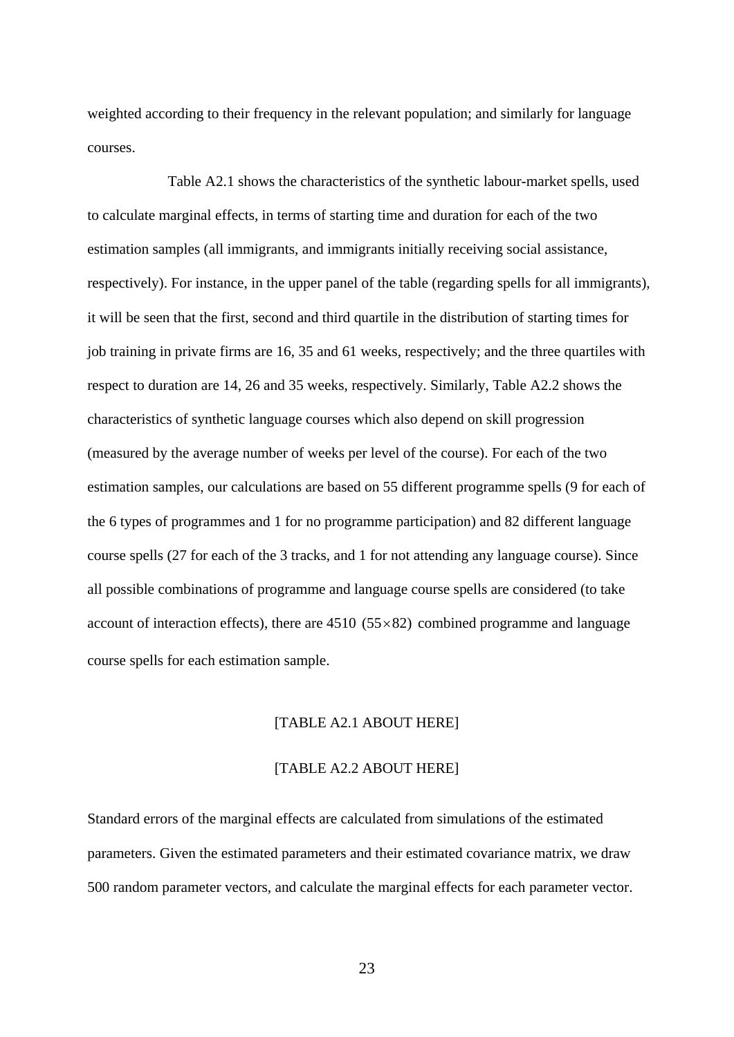weighted according to their frequency in the relevant population; and similarly for language courses.

Table A2.1 shows the characteristics of the synthetic labour-market spells, used to calculate marginal effects, in terms of starting time and duration for each of the two estimation samples (all immigrants, and immigrants initially receiving social assistance, respectively). For instance, in the upper panel of the table (regarding spells for all immigrants), it will be seen that the first, second and third quartile in the distribution of starting times for job training in private firms are 16, 35 and 61 weeks, respectively; and the three quartiles with respect to duration are 14, 26 and 35 weeks, respectively. Similarly, Table A2.2 shows the characteristics of synthetic language courses which also depend on skill progression (measured by the average number of weeks per level of the course). For each of the two estimation samples, our calculations are based on 55 different programme spells (9 for each of the 6 types of programmes and 1 for no programme participation) and 82 different language course spells (27 for each of the 3 tracks, and 1 for not attending any language course). Since all possible combinations of programme and language course spells are considered (to take account of interaction effects), there are 4510 $(55 \times 82)$ combined programme and language course spells for each estimation sample.

[TABLE A2.1 ABOUT HERE]

[TABLE A2.2 ABOUT HERE]

Standard errors of the marginal effects are calculated from simulations of the estimated parameters. Given the estimated parameters and their estimated covariance matrix, we draw 500 random parameter vectors, and calculate the marginal effects for each parameter vector.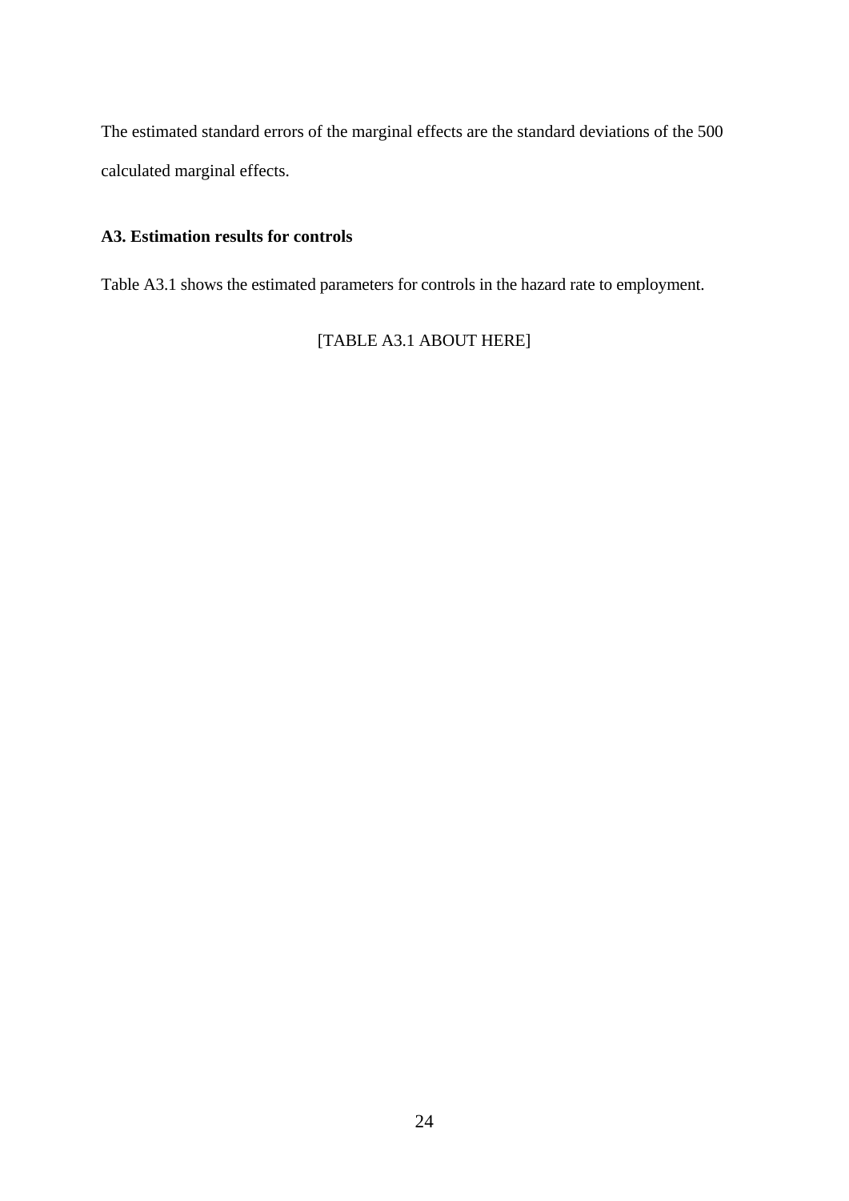The estimated standard errors of the marginal effects are the standard deviations of the 500 calculated marginal effects.

### A3. Estimation results for controls

Table A3.1 shows the estimated parameters for controls in the hazard rate to employment.

[TABLE A3.1 ABOUT HERE]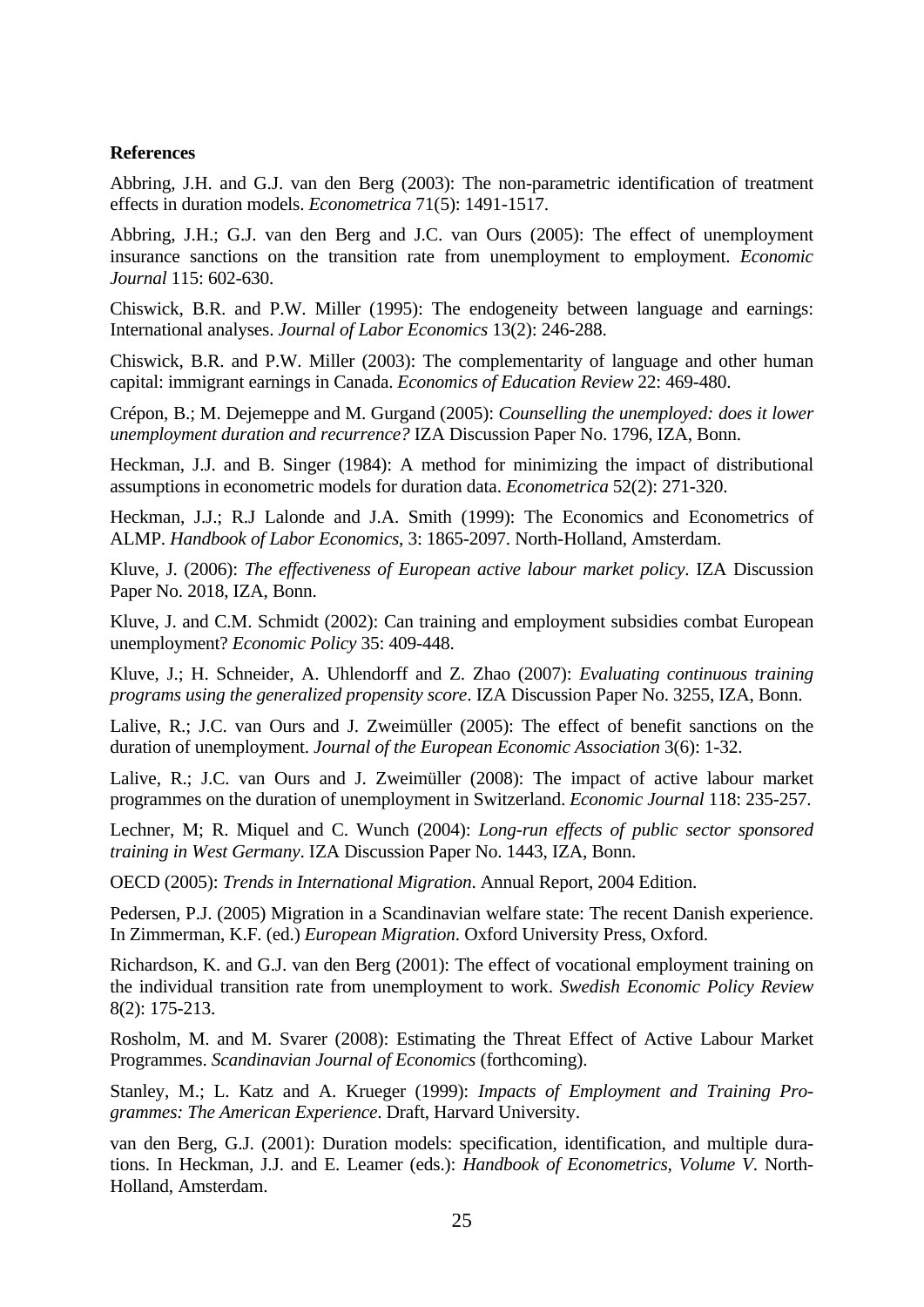**References**

Abbring, J.H. and G.J. van den Berg (2003): The non-parametric identification of treatment effects in duration models. *Econometrica* 71(5): 1491-1517.

Abbring, J.H.; G.J. van den Berg and J.C. van Ours (2005): The effect of unemployment insurance sanctions on the transition rate from unemployment to employment. *Economic Journal* 115: 602-630.

Chiswick, B.R. and P.W. Miller (1995): The endogeneity between language and earnings: International analyses. *Journal of Labor Economics* 13(2): 246-288.

Chiswick, B.R. and P.W. Miller (2003): The complementarity of language and other human capital: immigrant earnings in Canada. *Economics of Education Review* 22: 469-480.

Crépon, B.; M. Dejemeppe and M. Gurgand (2005): *Counselling the unemployed: does it lower unemployment duration and recurrence?* IZA Discussion Paper No. 1796, IZA, Bonn.

Heckman, J.J. and B. Singer (1984): A method for minimizing the impact of distributional assumptions in econometric models for duration data. *Econometrica* 52(2): 271-320.

Heckman, J.J.; R.J Lalonde and J.A. Smith (1999): The Economics and Econometrics of ALMP. *Handbook of Labor Economics*, 3: 1865-2097. North-Holland, Amsterdam.

Kluve, J. (2006): *The effectiveness of European active labour market policy*. IZA Discussion Paper No. 2018, IZA, Bonn.

Kluve, J. and C.M. Schmidt (2002): Can training and employment subsidies combat European unemployment? *Economic Policy* 35: 409-448.

Kluve, J.; H. Schneider, A. Uhlendorff and Z. Zhao (2007): *Evaluating continuous training programs using the generalized propensity score*. IZA Discussion Paper No. 3255, IZA, Bonn.

Lalive, R.; J.C. van Ours and J. Zweimüller (2005): The effect of benefit sanctions on the duration of unemployment. *Journal of the European Economic Association* 3(6): 1-32.

Lalive, R.; J.C. van Ours and J. Zweimüller (2008): The impact of active labour market programmes on the duration of unemployment in Switzerland. *Economic Journal* 118: 235-257.

Lechner, M; R. Miquel and C. Wunch (2004): *Long-run effects of public sector sponsored training in West Germany*. IZA Discussion Paper No. 1443, IZA, Bonn.

OECD (2005): *Trends in International Migration*. Annual Report, 2004 Edition.

Pedersen, P.J. (2005) Migration in a Scandinavian welfare state: The recent Danish experience. In Zimmerman, K.F. (ed.) *European Migration*. Oxford University Press, Oxford.

Richardson, K. and G.J. van den Berg (2001): The effect of vocational employment training on the individual transition rate from unemployment to work. *Swedish Economic Policy Review* 8(2): 175-213.

Rosholm, M. and M. Svarer (2008): Estimating the Threat Effect of Active Labour Market Programmes. *Scandinavian Journal of Economics* (forthcoming).

Stanley, M.; L. Katz and A. Krueger (1999): *Impacts of Employment and Training Programmes: The American Experience*. Draft, Harvard University.

van den Berg, G.J. (2001): Duration models: specification, identification, and multiple durations. In Heckman, J.J. and E. Leamer (eds.): *Handbook of Econometrics, Volume V*. North-Holland, Amsterdam.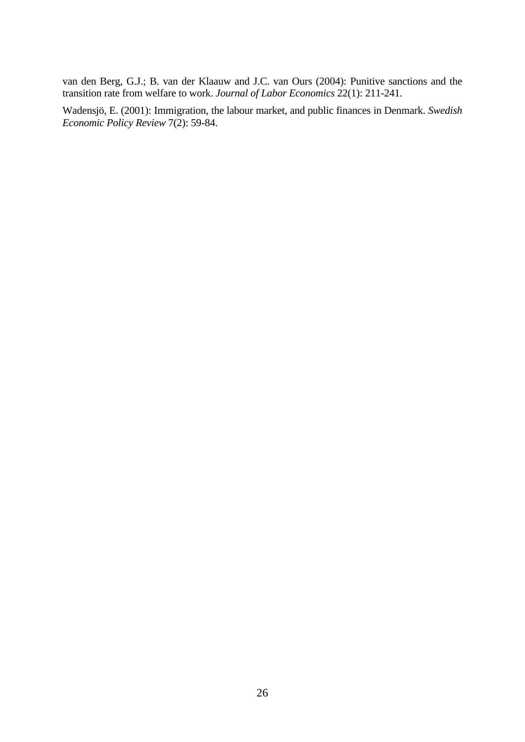van den Berg, G.J.; B. van der Klaauw and J.C. van Ours (2004): Punitive sanctions and the transition rate from welfare to work. *Journal of Labor Economics* 22(1): 211-241.

Wadensjö, E. (2001): Immigration, the labour market, and public finances in Denmark. *Swedish Economic Policy Review* 7(2): 59-84.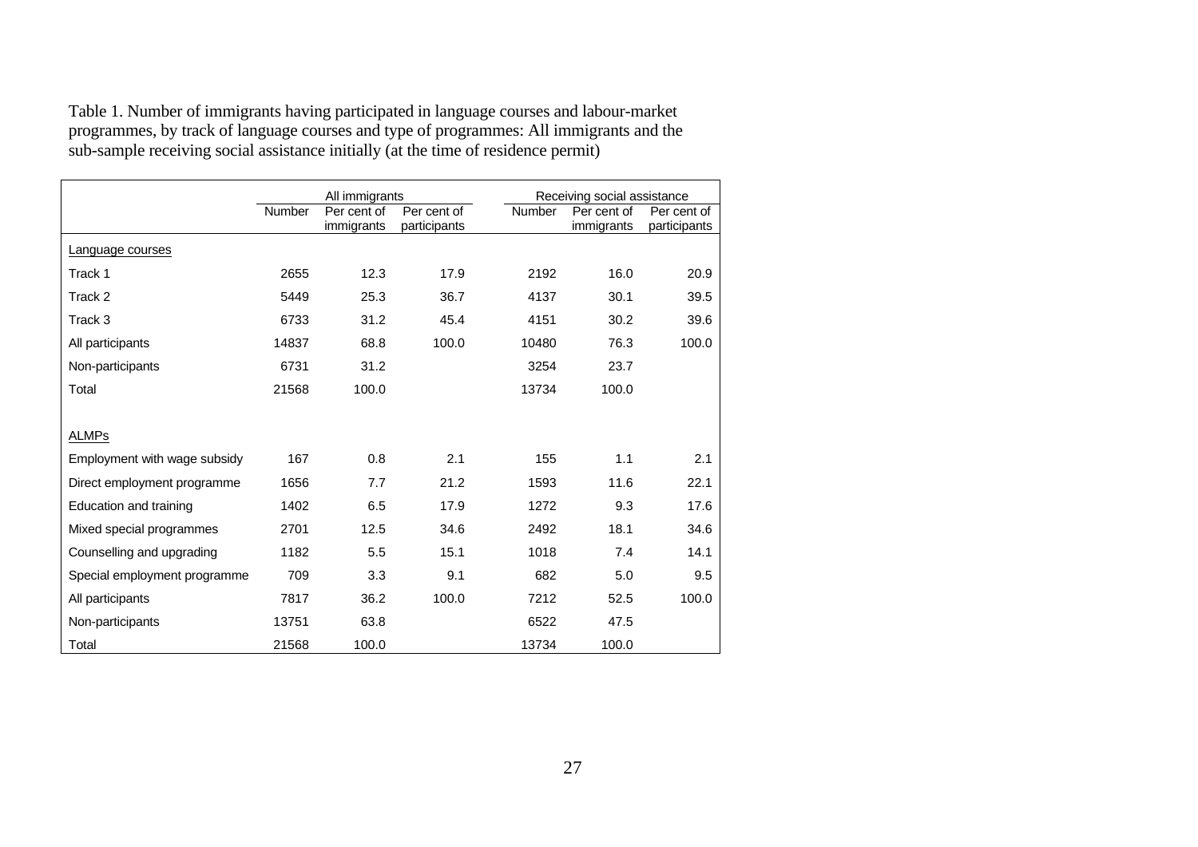Table 1. Number of immigrants having participated in language courses and labour-market programmes, by track of language courses and type of programmes: All immigrants and the sub-sample receiving social assistance initially (at the time of residence permit)

| | All immigrants | | | Receiving social assistance | | |
|---|---|---|---|---|---|---|
| | Number | Per cent of immigrants | Per cent of participants | Number | Per cent of immigrants | Per cent of participants |
| Language courses | | | | | | |
| Track 1 | 2655 | 12.3 | 17.9 | 2192 | 16.0 | 20.9 |
| Track 2 | 5449 | 25.3 | 36.7 | 4137 | 30.1 | 39.5 |
| Track 3 | 6733 | 31.2 | 45.4 | 4151 | 30.2 | 39.6 |
| All participants | 14837 | 68.8 | 100.0 | 10480 | 76.3 | 100.0 |
| Non-participants | 6731 | 31.2 | | 3254 | 23.7 | |
| Total | 21568 | 100.0 | | 13734 | 100.0 | |
| | | | | | | |
| ALMPs | | | | | | |
| Employment with wage subsidy | 167 | 0.8 | 2.1 | 155 | 1.1 | 2.1 |
| Direct employment programme | 1656 | 7.7 | 21.2 | 1593 | 11.6 | 22.1 |
| Education and training | 1402 | 6.5 | 17.9 | 1272 | 9.3 | 17.6 |
| Mixed special programmes | 2701 | 12.5 | 34.6 | 2492 | 18.1 | 34.6 |
| Counselling and upgrading | 1182 | 5.5 | 15.1 | 1018 | 7.4 | 14.1 |
| Special employment programme | 709 | 3.3 | 9.1 | 682 | 5.0 | 9.5 |
| All participants | 7817 | 36.2 | 100.0 | 7212 | 52.5 | 100.0 |
| Non-participants | 13751 | 63.8 | | 6522 | 47.5 | |
| Total | 21568 | 100.0 | | 13734 | 100.0 | |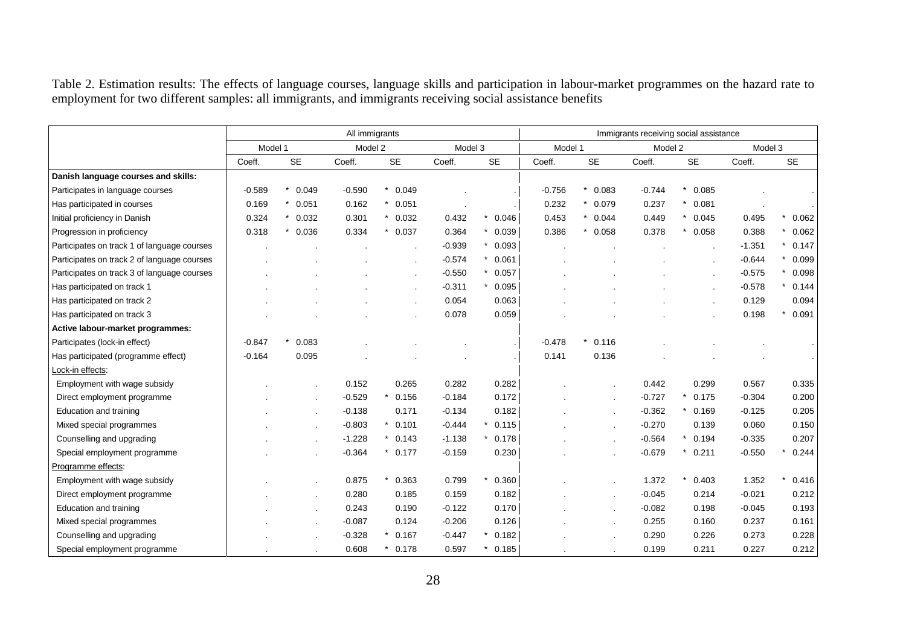Table 2. Estimation results: The effects of language courses, language skills and participation in labour-market programmes on the hazard rate to employment for two different samples: all immigrants, and immigrants receiving social assistance benefits

| | All immigrants | | | | | | Immigrants receiving social assistance | | | | | |
|---|---|---|---|---|---|---|---|---|---|---|---|---|
| | Model 1 | | Model 2 | | Model 3 | | Model 1 | | Model 2 | | Model 3 | |
| | Coeff. | SE | Coeff. | SE | Coeff. | SE | Coeff. | SE | Coeff. | SE | Coeff. | SE |
| **Danish language courses and skills:** | | | | | | | | | | | | |
| Participates in language courses | -0.589 | * 0.049 | -0.590 | * 0.049 | . | . | -0.756 | * 0.083 | -0.744 | * 0.085 | . | . |
| Has participated in courses | 0.169 | * 0.051 | 0.162 | * 0.051 | . | . | 0.232 | * 0.079 | 0.237 | * 0.081 | . | . |
| Initial proficiency in Danish | 0.324 | * 0.032 | 0.301 | * 0.032 | 0.432 | * 0.046 | 0.453 | * 0.044 | 0.449 | * 0.045 | 0.495 | * 0.062 |
| Progression in proficiency | 0.318 | * 0.036 | 0.334 | * 0.037 | 0.364 | * 0.039 | 0.386 | * 0.058 | 0.378 | * 0.058 | 0.388 | * 0.062 |
| Participates on track 1 of language courses | . | . | . | . | -0.939 | * 0.093 | . | . | . | . | -1.351 | * 0.147 |
| Participates on track 2 of language courses | . | . | . | . | -0.574 | * 0.061 | . | . | . | . | -0.644 | * 0.099 |
| Participates on track 3 of language courses | . | . | . | . | -0.550 | * 0.057 | . | . | . | . | -0.575 | * 0.098 |
| Has participated on track 1 | . | . | . | . | -0.311 | * 0.095 | . | . | . | . | -0.578 | * 0.144 |
| Has participated on track 2 | . | . | . | . | 0.054 | 0.063 | . | . | . | . | 0.129 | 0.094 |
| Has participated on track 3 | . | . | . | . | 0.078 | 0.059 | . | . | . | . | 0.198 | * 0.091 |
| **Active labour-market programmes:** | | | | | | | | | | | | |
| Participates (lock-in effect) | -0.847 | * 0.083 | . | . | . | . | -0.478 | * 0.116 | . | . | . | . |
| Has participated (programme effect) | -0.164 | 0.095 | . | . | . | . | 0.141 | 0.136 | . | . | . | . |
| Lock-in effects: | | | | | | | | | | | | |
| Employment with wage subsidy | . | . | 0.152 | 0.265 | 0.282 | 0.282 | . | . | 0.442 | 0.299 | 0.567 | 0.335 |
| Direct employment programme | . | . | -0.529 | * 0.156 | -0.184 | 0.172 | . | . | -0.727 | * 0.175 | -0.304 | 0.200 |
| Education and training | . | . | -0.138 | 0.171 | -0.134 | 0.182 | . | . | -0.362 | * 0.169 | -0.125 | 0.205 |
| Mixed special programmes | . | . | -0.803 | * 0.101 | -0.444 | * 0.115 | . | . | -0.270 | 0.139 | 0.060 | 0.150 |
| Counselling and upgrading | . | . | -1.228 | * 0.143 | -1.138 | * 0.178 | . | . | -0.564 | * 0.194 | -0.335 | 0.207 |
| Special employment programme | . | . | -0.364 | * 0.177 | -0.159 | 0.230 | . | . | -0.679 | * 0.211 | -0.550 | * 0.244 |
| Programme effects: | | | | | | | | | | | | |
| Employment with wage subsidy | . | . | 0.875 | * 0.363 | 0.799 | * 0.360 | . | . | 1.372 | * 0.403 | 1.352 | * 0.416 |
| Direct employment programme | . | . | 0.280 | 0.185 | 0.159 | 0.182 | . | . | -0.045 | 0.214 | -0.021 | 0.212 |
| Education and training | . | . | 0.243 | 0.190 | -0.122 | 0.170 | . | . | -0.082 | 0.198 | -0.045 | 0.193 |
| Mixed special programmes | . | . | -0.087 | 0.124 | -0.206 | 0.126 | . | . | 0.255 | 0.160 | 0.237 | 0.161 |
| Counselling and upgrading | . | . | -0.328 | * 0.167 | -0.447 | * 0.182 | . | . | 0.290 | 0.226 | 0.273 | 0.228 |
| Special employment programme | . | . | 0.608 | * 0.178 | 0.597 | * 0.185 | . | . | 0.199 | 0.211 | 0.227 | 0.212 |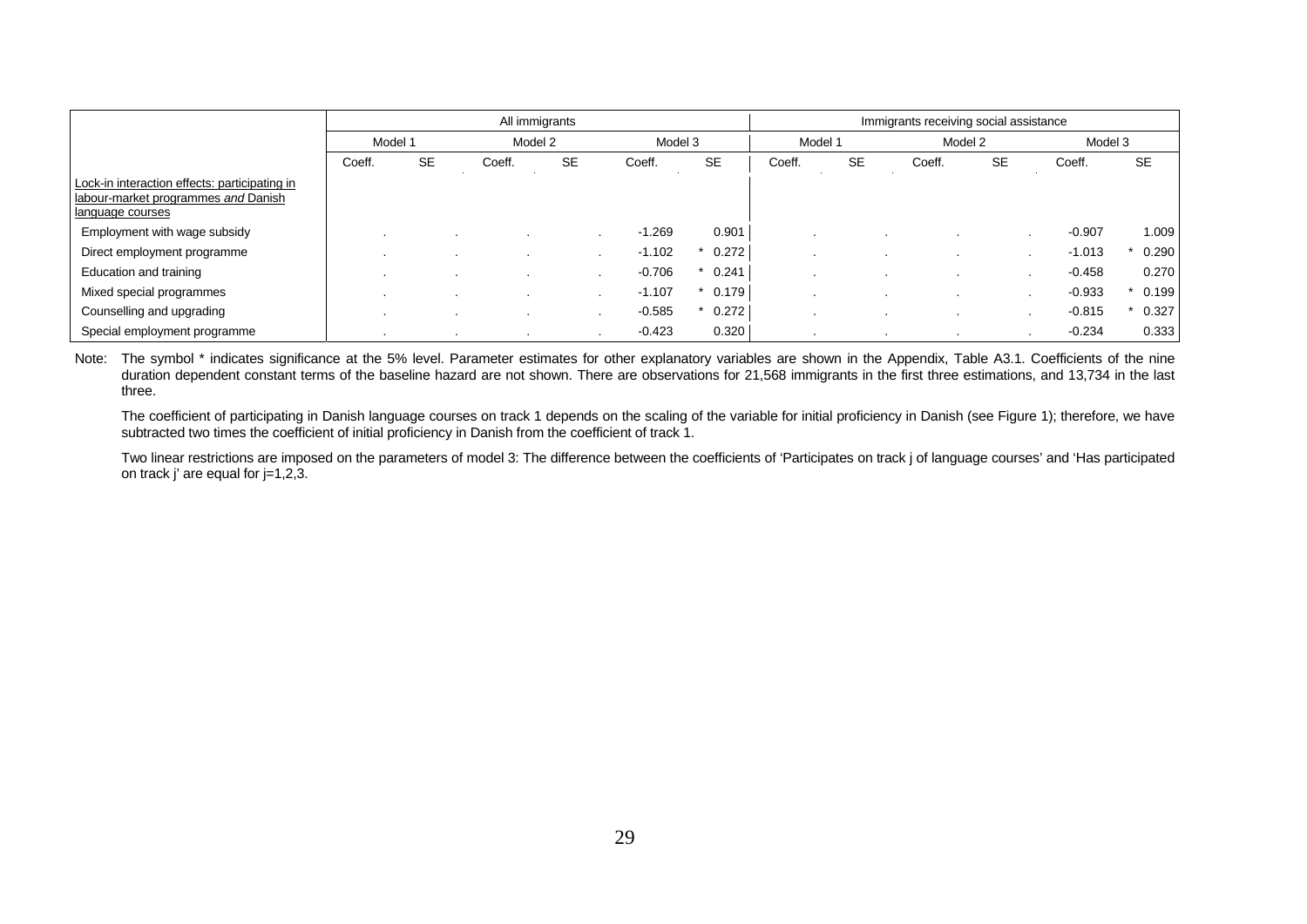| | All immigrants | | | | | | Immigrants receiving social assistance | | | | | |
|---|---|---|---|---|---|---|---|---|---|---|---|---|
| | Model 1 | | Model 2 | | Model 3 | | Model 1 | | Model 2 | | Model 3 | |
| | Coeff. | SE | Coeff. | SE | Coeff. | SE | Coeff. | SE | Coeff. | SE | Coeff. | SE |
| Lock-in interaction effects: participating in labour-market programmes *and* Danish language courses | | | | | | | | | | | | |
| Employment with wage subsidy | . | . | . | . | -1.269 | 0.901 | . | . | . | . | -0.907 | 1.009 |
| Direct employment programme | . | . | . | . | -1.102 | * 0.272 | . | . | . | . | -1.013 | * 0.290 |
| Education and training | . | . | . | . | -0.706 | * 0.241 | . | . | . | . | -0.458 | 0.270 |
| Mixed special programmes | . | . | . | . | -1.107 | * 0.179 | . | . | . | . | -0.933 | * 0.199 |
| Counselling and upgrading | . | . | . | . | -0.585 | * 0.272 | . | . | . | . | -0.815 | * 0.327 |
| Special employment programme | . | . | . | . | -0.423 | 0.320 | . | . | . | . | -0.234 | 0.333 |

Note: The symbol * indicates significance at the 5% level. Parameter estimates for other explanatory variables are shown in the Appendix, Table A3.1. Coefficients of the nine duration dependent constant terms of the baseline hazard are not shown. There are observations for 21,568 immigrants in the first three estimations, and 13,734 in the last three.

The coefficient of participating in Danish language courses on track 1 depends on the scaling of the variable for initial proficiency in Danish (see Figure 1); therefore, we have subtracted two times the coefficient of initial proficiency in Danish from the coefficient of track 1.

Two linear restrictions are imposed on the parameters of model 3: The difference between the coefficients of 'Participates on track j of language courses' and 'Has participated on track j' are equal for j=1,2,3.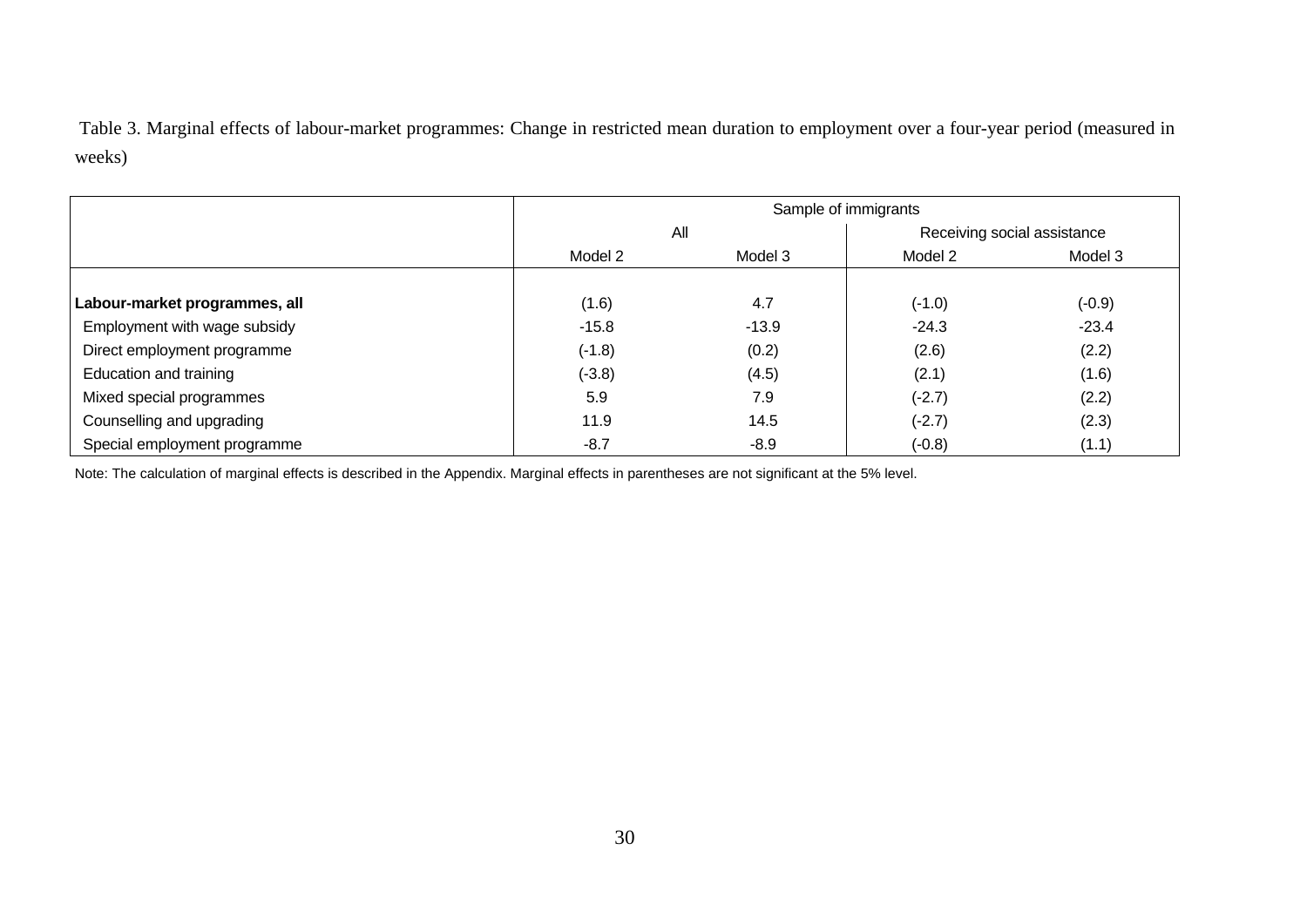Table 3. Marginal effects of labour-market programmes: Change in restricted mean duration to employment over a four-year period (measured in weeks)

| | Sample of immigrants | | | |
|---|---|---|---|---|
| | All | | Receiving social assistance | |
| | Model 2 | Model 3 | Model 2 | Model 3 |
| **Labour-market programmes, all** | (1.6) | 4.7 | (-1.0) | (-0.9) |
| Employment with wage subsidy | -15.8 | -13.9 | -24.3 | -23.4 |
| Direct employment programme | (-1.8) | (0.2) | (2.6) | (2.2) |
| Education and training | (-3.8) | (4.5) | (2.1) | (1.6) |
| Mixed special programmes | 5.9 | 7.9 | (-2.7) | (2.2) |
| Counselling and upgrading | 11.9 | 14.5 | (-2.7) | (2.3) |
| Special employment programme | -8.7 | -8.9 | (-0.8) | (1.1) |

Note: The calculation of marginal effects is described in the Appendix. Marginal effects in parentheses are not significant at the 5% level.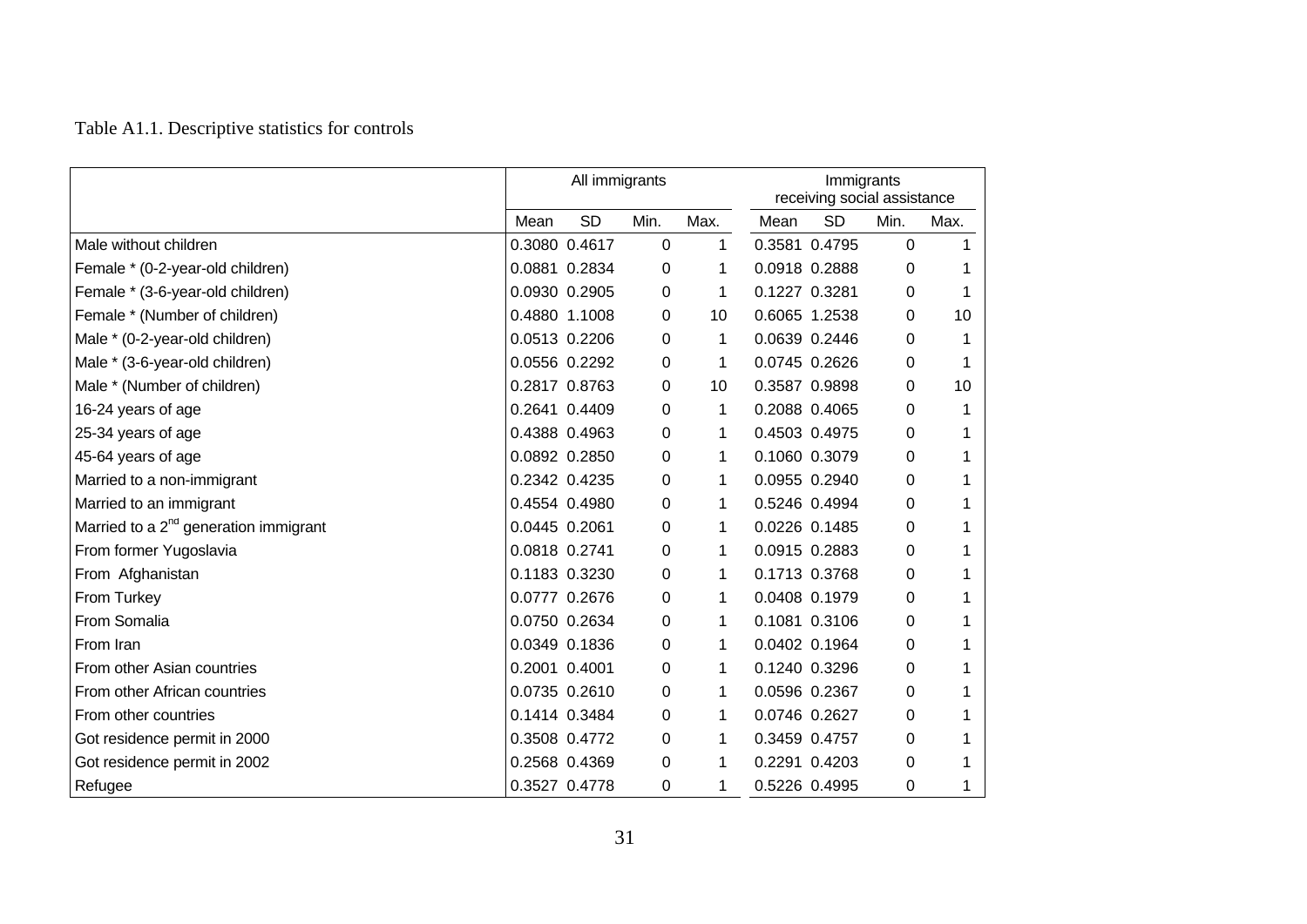Table A1.1. Descriptive statistics for controls

| | All immigrants | | | | Immigrants receiving social assistance | | | |
|---|---|---|---|---|---|---|---|---|
| | Mean | SD | Min. | Max. | Mean | SD | Min. | Max. |
| Male without children | 0.3080 | 0.4617 | 0 | 1 | 0.3581 | 0.4795 | 0 | 1 |
| Female * (0-2-year-old children) | 0.0881 | 0.2834 | 0 | 1 | 0.0918 | 0.2888 | 0 | 1 |
| Female * (3-6-year-old children) | 0.0930 | 0.2905 | 0 | 1 | 0.1227 | 0.3281 | 0 | 1 |
| Female * (Number of children) | 0.4880 | 1.1008 | 0 | 10 | 0.6065 | 1.2538 | 0 | 10 |
| Male * (0-2-year-old children) | 0.0513 | 0.2206 | 0 | 1 | 0.0639 | 0.2446 | 0 | 1 |
| Male * (3-6-year-old children) | 0.0556 | 0.2292 | 0 | 1 | 0.0745 | 0.2626 | 0 | 1 |
| Male * (Number of children) | 0.2817 | 0.8763 | 0 | 10 | 0.3587 | 0.9898 | 0 | 10 |
| 16-24 years of age | 0.2641 | 0.4409 | 0 | 1 | 0.2088 | 0.4065 | 0 | 1 |
| 25-34 years of age | 0.4388 | 0.4963 | 0 | 1 | 0.4503 | 0.4975 | 0 | 1 |
| 45-64 years of age | 0.0892 | 0.2850 | 0 | 1 | 0.1060 | 0.3079 | 0 | 1 |
| Married to a non-immigrant | 0.2342 | 0.4235 | 0 | 1 | 0.0955 | 0.2940 | 0 | 1 |
| Married to an immigrant | 0.4554 | 0.4980 | 0 | 1 | 0.5246 | 0.4994 | 0 | 1 |
| Married to a 2nd generation immigrant | 0.0445 | 0.2061 | 0 | 1 | 0.0226 | 0.1485 | 0 | 1 |
| From former Yugoslavia | 0.0818 | 0.2741 | 0 | 1 | 0.0915 | 0.2883 | 0 | 1 |
| From Afghanistan | 0.1183 | 0.3230 | 0 | 1 | 0.1713 | 0.3768 | 0 | 1 |
| From Turkey | 0.0777 | 0.2676 | 0 | 1 | 0.0408 | 0.1979 | 0 | 1 |
| From Somalia | 0.0750 | 0.2634 | 0 | 1 | 0.1081 | 0.3106 | 0 | 1 |
| From Iran | 0.0349 | 0.1836 | 0 | 1 | 0.0402 | 0.1964 | 0 | 1 |
| From other Asian countries | 0.2001 | 0.4001 | 0 | 1 | 0.1240 | 0.3296 | 0 | 1 |
| From other African countries | 0.0735 | 0.2610 | 0 | 1 | 0.0596 | 0.2367 | 0 | 1 |
| From other countries | 0.1414 | 0.3484 | 0 | 1 | 0.0746 | 0.2627 | 0 | 1 |
| Got residence permit in 2000 | 0.3508 | 0.4772 | 0 | 1 | 0.3459 | 0.4757 | 0 | 1 |
| Got residence permit in 2002 | 0.2568 | 0.4369 | 0 | 1 | 0.2291 | 0.4203 | 0 | 1 |
| Refugee | 0.3527 | 0.4778 | 0 | 1 | 0.5226 | 0.4995 | 0 | 1 |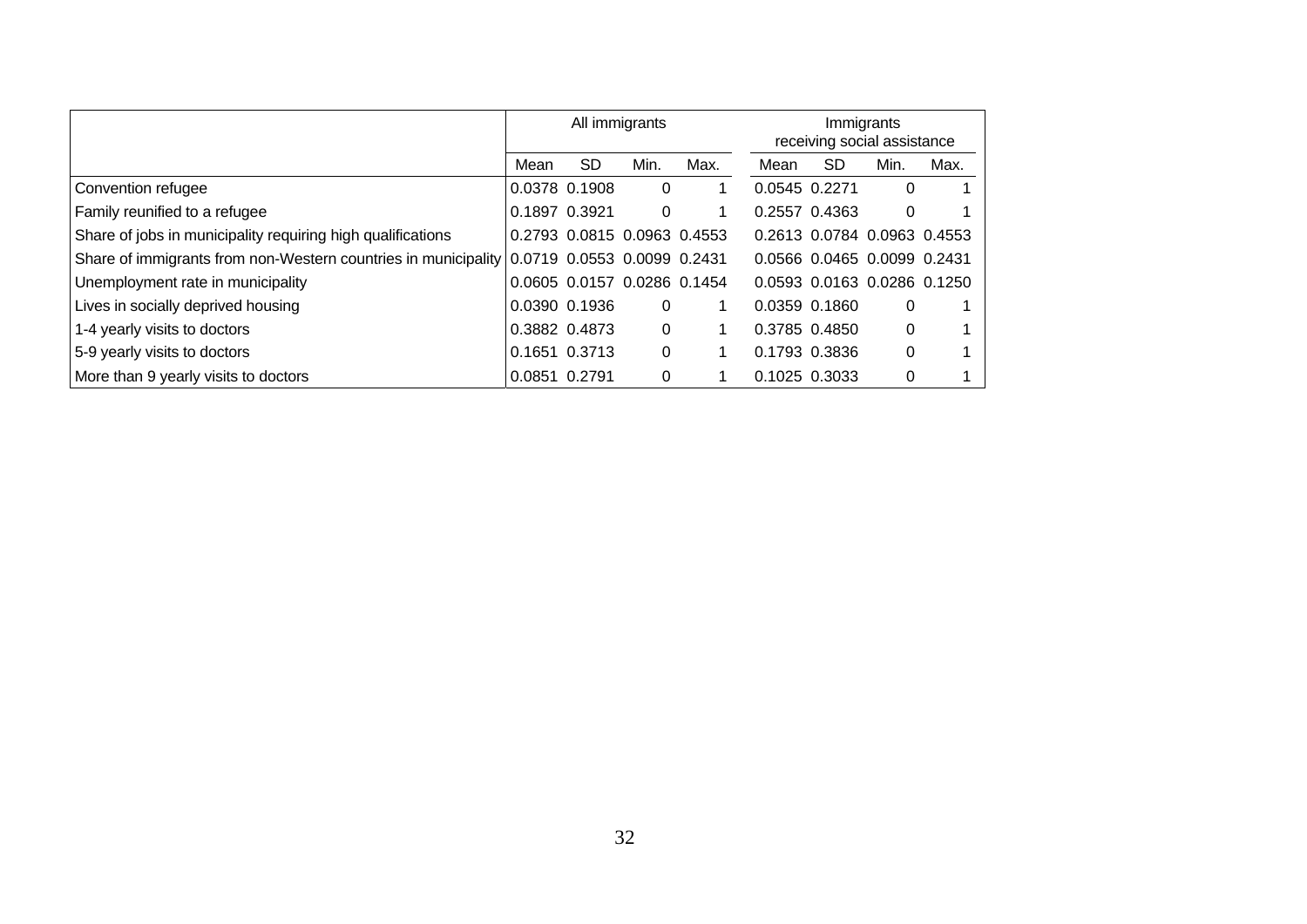| | All immigrants | | | | Immigrants receiving social assistance | | | |
|---|---|---|---|---|---|---|---|---|
| | Mean | SD | Min. | Max. | Mean | SD | Min. | Max. |
| Convention refugee | 0.0378 | 0.1908 | 0 | 1 | 0.0545 | 0.2271 | 0 | 1 |
| Family reunified to a refugee | 0.1897 | 0.3921 | 0 | 1 | 0.2557 | 0.4363 | 0 | 1 |
| Share of jobs in municipality requiring high qualifications | 0.2793 | 0.0815 | 0.0963 | 0.4553 | 0.2613 | 0.0784 | 0.0963 | 0.4553 |
| Share of immigrants from non-Western countries in municipality | 0.0719 | 0.0553 | 0.0099 | 0.2431 | 0.0566 | 0.0465 | 0.0099 | 0.2431 |
| Unemployment rate in municipality | 0.0605 | 0.0157 | 0.0286 | 0.1454 | 0.0593 | 0.0163 | 0.0286 | 0.1250 |
| Lives in socially deprived housing | 0.0390 | 0.1936 | 0 | 1 | 0.0359 | 0.1860 | 0 | 1 |
| 1-4 yearly visits to doctors | 0.3882 | 0.4873 | 0 | 1 | 0.3785 | 0.4850 | 0 | 1 |
| 5-9 yearly visits to doctors | 0.1651 | 0.3713 | 0 | 1 | 0.1793 | 0.3836 | 0 | 1 |
| More than 9 yearly visits to doctors | 0.0851 | 0.2791 | 0 | 1 | 0.1025 | 0.3033 | 0 | 1 |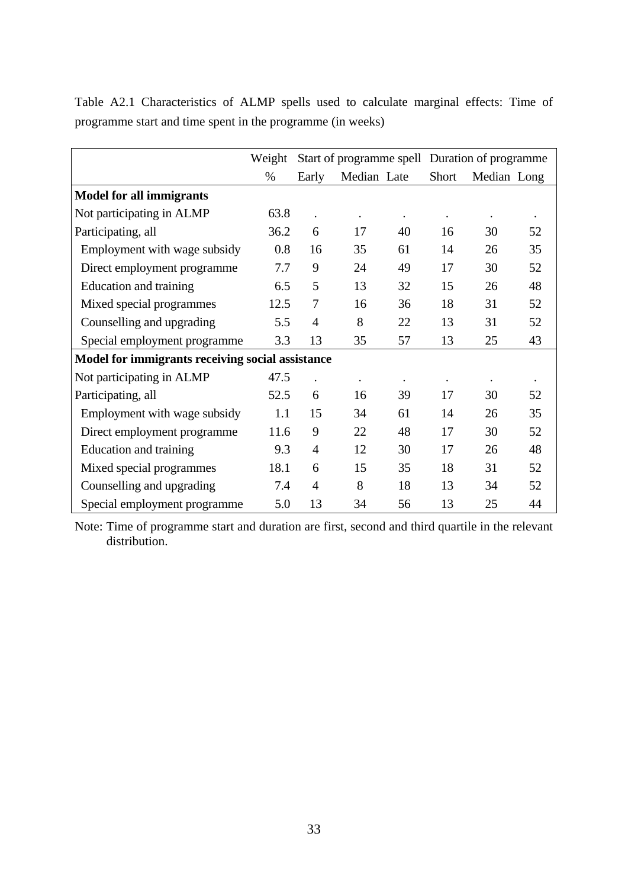Table A2.1 Characteristics of ALMP spells used to calculate marginal effects: Time of programme start and time spent in the programme (in weeks)

| | Weight | Start of programme spell | | | Duration of programme | | |
|---|---|---|---|---|---|---|---|
| | % | Early | Median | Late | Short | Median | Long |
| **Model for all immigrants** | | | | | | | |
| Not participating in ALMP | 63.8 | . | . | . | . | . | . |
| Participating, all | 36.2 | 6 | 17 | 40 | 16 | 30 | 52 |
| Employment with wage subsidy | 0.8 | 16 | 35 | 61 | 14 | 26 | 35 |
| Direct employment programme | 7.7 | 9 | 24 | 49 | 17 | 30 | 52 |
| Education and training | 6.5 | 5 | 13 | 32 | 15 | 26 | 48 |
| Mixed special programmes | 12.5 | 7 | 16 | 36 | 18 | 31 | 52 |
| Counselling and upgrading | 5.5 | 4 | 8 | 22 | 13 | 31 | 52 |
| Special employment programme | 3.3 | 13 | 35 | 57 | 13 | 25 | 43 |
| **Model for immigrants receiving social assistance** | | | | | | | |
| Not participating in ALMP | 47.5 | . | . | . | . | . | . |
| Participating, all | 52.5 | 6 | 16 | 39 | 17 | 30 | 52 |
| Employment with wage subsidy | 1.1 | 15 | 34 | 61 | 14 | 26 | 35 |
| Direct employment programme | 11.6 | 9 | 22 | 48 | 17 | 30 | 52 |
| Education and training | 9.3 | 4 | 12 | 30 | 17 | 26 | 48 |
| Mixed special programmes | 18.1 | 6 | 15 | 35 | 18 | 31 | 52 |
| Counselling and upgrading | 7.4 | 4 | 8 | 18 | 13 | 34 | 52 |
| Special employment programme | 5.0 | 13 | 34 | 56 | 13 | 25 | 44 |

Note: Time of programme start and duration are first, second and third quartile in the relevant distribution.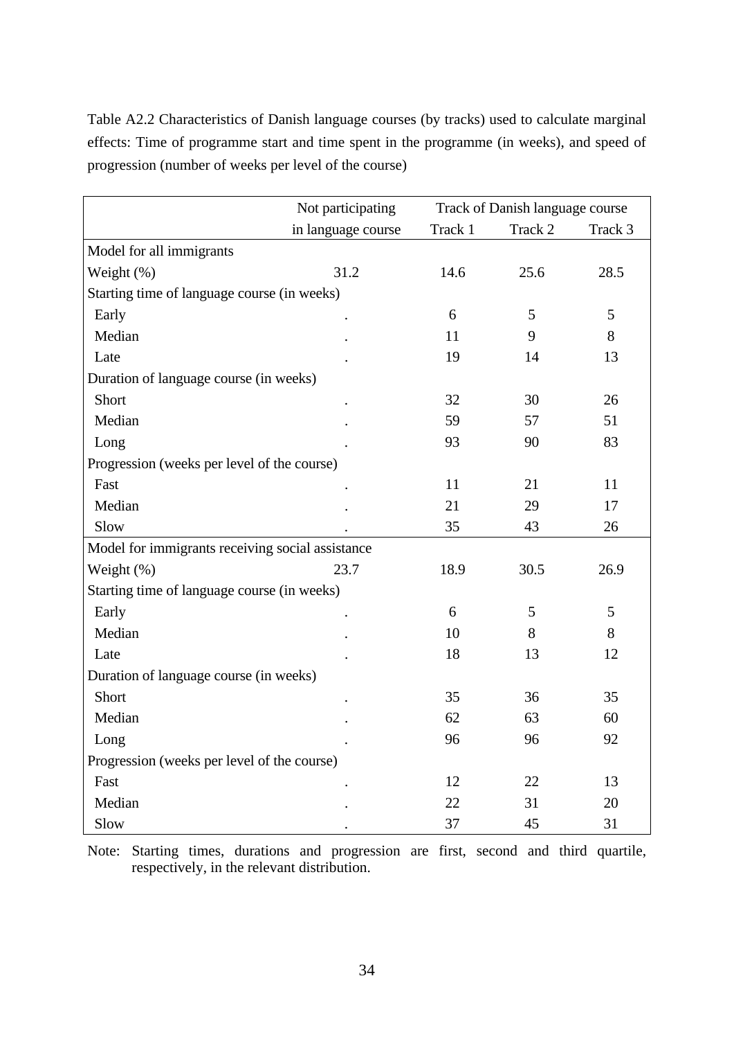Table A2.2 Characteristics of Danish language courses (by tracks) used to calculate marginal effects: Time of programme start and time spent in the programme (in weeks), and speed of progression (number of weeks per level of the course)

| | Not participating in language course | Track of Danish language course | | |
|---|---|---|---|---|
| | | Track 1 | Track 2 | Track 3 |
| Model for all immigrants | | | | |
| Weight (%) | 31.2 | 14.6 | 25.6 | 28.5 |
| Starting time of language course (in weeks) | | | | |
| Early | . | 6 | 5 | 5 |
| Median | . | 11 | 9 | 8 |
| Late | . | 19 | 14 | 13 |
| Duration of language course (in weeks) | | | | |
| Short | . | 32 | 30 | 26 |
| Median | . | 59 | 57 | 51 |
| Long | . | 93 | 90 | 83 |
| Progression (weeks per level of the course) | | | | |
| Fast | . | 11 | 21 | 11 |
| Median | . | 21 | 29 | 17 |
| Slow | . | 35 | 43 | 26 |
| Model for immigrants receiving social assistance | | | | |
| Weight (%) | 23.7 | 18.9 | 30.5 | 26.9 |
| Starting time of language course (in weeks) | | | | |
| Early | . | 6 | 5 | 5 |
| Median | . | 10 | 8 | 8 |
| Late | . | 18 | 13 | 12 |
| Duration of language course (in weeks) | | | | |
| Short | . | 35 | 36 | 35 |
| Median | . | 62 | 63 | 60 |
| Long | . | 96 | 96 | 92 |
| Progression (weeks per level of the course) | | | | |
| Fast | . | 12 | 22 | 13 |
| Median | . | 22 | 31 | 20 |
| Slow | . | 37 | 45 | 31 |

Note: Starting times, durations and progression are first, second and third quartile, respectively, in the relevant distribution.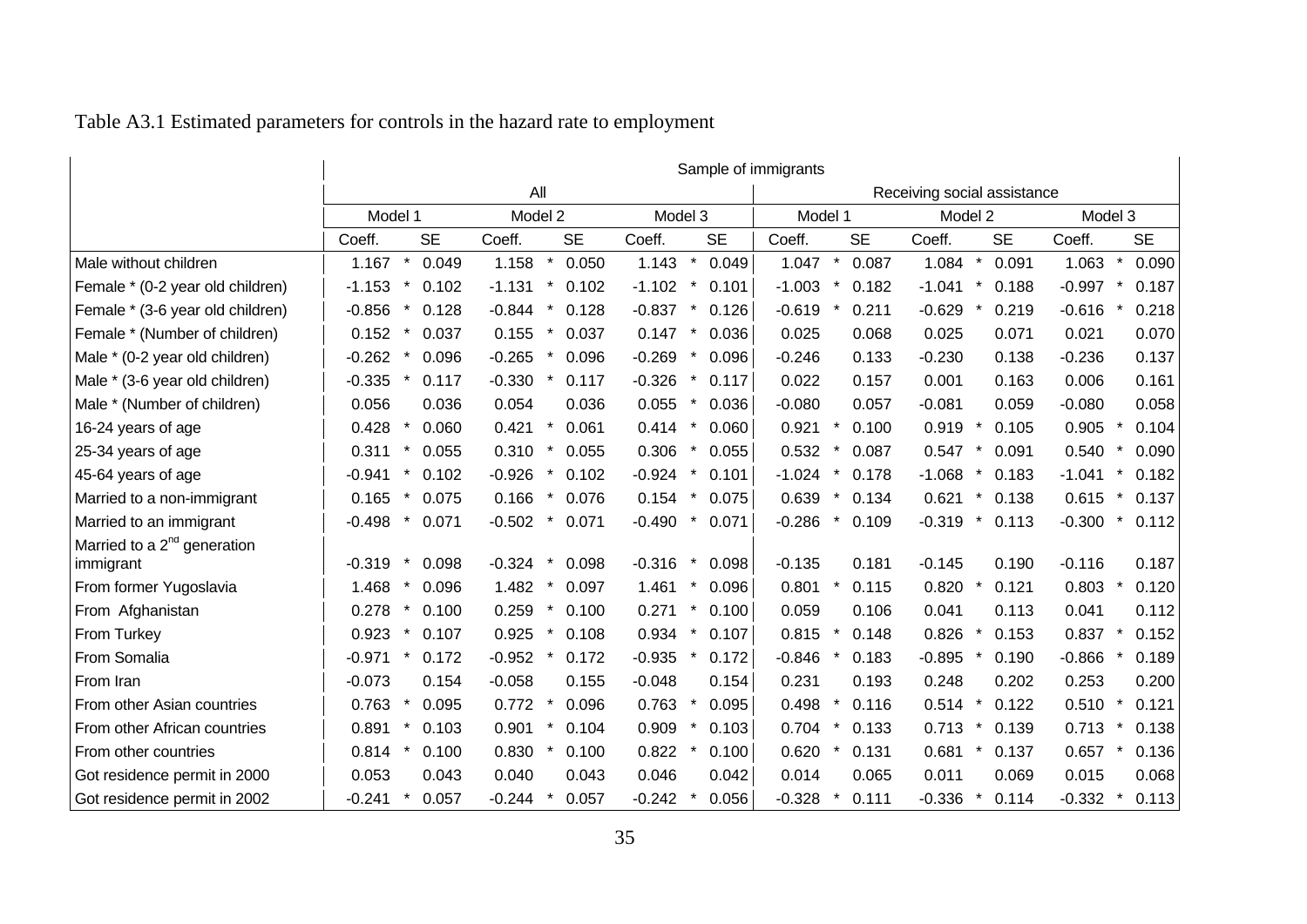Table A3.1 Estimated parameters for controls in the hazard rate to employment

| | Sample of immigrants | | | | | | | | | | | |
|---|---|---|---|---|---|---|---|---|---|---|---|---|
| | All | | | | | | Receiving social assistance | | | | | |
| | Model 1 | | Model 2 | | Model 3 | | Model 1 | | Model 2 | | Model 3 | |
| | Coeff. | SE | Coeff. | SE | Coeff. | SE | Coeff. | SE | Coeff. | SE | Coeff. | SE |
| Male without children | 1.167 * | 0.049 | 1.158 * | 0.050 | 1.143 * | 0.049 | 1.047 * | 0.087 | 1.084 * | 0.091 | 1.063 * | 0.090 |
| Female * (0-2 year old children) | -1.153 * | 0.102 | -1.131 * | 0.102 | -1.102 * | 0.101 | -1.003 * | 0.182 | -1.041 * | 0.188 | -0.997 * | 0.187 |
| Female * (3-6 year old children) | -0.856 * | 0.128 | -0.844 * | 0.128 | -0.837 * | 0.126 | -0.619 * | 0.211 | -0.629 * | 0.219 | -0.616 * | 0.218 |
| Female * (Number of children) | 0.152 * | 0.037 | 0.155 * | 0.037 | 0.147 * | 0.036 | 0.025 | 0.068 | 0.025 | 0.071 | 0.021 | 0.070 |
| Male * (0-2 year old children) | -0.262 * | 0.096 | -0.265 * | 0.096 | -0.269 * | 0.096 | -0.246 | 0.133 | -0.230 | 0.138 | -0.236 | 0.137 |
| Male * (3-6 year old children) | -0.335 * | 0.117 | -0.330 * | 0.117 | -0.326 * | 0.117 | 0.022 | 0.157 | 0.001 | 0.163 | 0.006 | 0.161 |
| Male * (Number of children) | 0.056 | 0.036 | 0.054 | 0.036 | 0.055 * | 0.036 | -0.080 | 0.057 | -0.081 | 0.059 | -0.080 | 0.058 |
| 16-24 years of age | 0.428 * | 0.060 | 0.421 * | 0.061 | 0.414 * | 0.060 | 0.921 * | 0.100 | 0.919 * | 0.105 | 0.905 * | 0.104 |
| 25-34 years of age | 0.311 * | 0.055 | 0.310 * | 0.055 | 0.306 * | 0.055 | 0.532 * | 0.087 | 0.547 * | 0.091 | 0.540 * | 0.090 |
| 45-64 years of age | -0.941 * | 0.102 | -0.926 * | 0.102 | -0.924 * | 0.101 | -1.024 * | 0.178 | -1.068 * | 0.183 | -1.041 * | 0.182 |
| Married to a non-immigrant | 0.165 * | 0.075 | 0.166 * | 0.076 | 0.154 * | 0.075 | 0.639 * | 0.134 | 0.621 * | 0.138 | 0.615 * | 0.137 |
| Married to an immigrant | -0.498 * | 0.071 | -0.502 * | 0.071 | -0.490 * | 0.071 | -0.286 * | 0.109 | -0.319 * | 0.113 | -0.300 * | 0.112 |
| Married to a 2nd generation immigrant | -0.319 * | 0.098 | -0.324 * | 0.098 | -0.316 * | 0.098 | -0.135 | 0.181 | -0.145 | 0.190 | -0.116 | 0.187 |
| From former Yugoslavia | 1.468 * | 0.096 | 1.482 * | 0.097 | 1.461 * | 0.096 | 0.801 * | 0.115 | 0.820 * | 0.121 | 0.803 * | 0.120 |
| From Afghanistan | 0.278 * | 0.100 | 0.259 * | 0.100 | 0.271 * | 0.100 | 0.059 | 0.106 | 0.041 | 0.113 | 0.041 | 0.112 |
| From Turkey | 0.923 * | 0.107 | 0.925 * | 0.108 | 0.934 * | 0.107 | 0.815 * | 0.148 | 0.826 * | 0.153 | 0.837 * | 0.152 |
| From Somalia | -0.971 * | 0.172 | -0.952 * | 0.172 | -0.935 * | 0.172 | -0.846 * | 0.183 | -0.895 * | 0.190 | -0.866 * | 0.189 |
| From Iran | -0.073 | 0.154 | -0.058 | 0.155 | -0.048 | 0.154 | 0.231 | 0.193 | 0.248 | 0.202 | 0.253 | 0.200 |
| From other Asian countries | 0.763 * | 0.095 | 0.772 * | 0.096 | 0.763 * | 0.095 | 0.498 * | 0.116 | 0.514 * | 0.122 | 0.510 * | 0.121 |
| From other African countries | 0.891 * | 0.103 | 0.901 * | 0.104 | 0.909 * | 0.103 | 0.704 * | 0.133 | 0.713 * | 0.139 | 0.713 * | 0.138 |
| From other countries | 0.814 * | 0.100 | 0.830 * | 0.100 | 0.822 * | 0.100 | 0.620 * | 0.131 | 0.681 * | 0.137 | 0.657 * | 0.136 |
| Got residence permit in 2000 | 0.053 | 0.043 | 0.040 | 0.043 | 0.046 | 0.042 | 0.014 | 0.065 | 0.011 | 0.069 | 0.015 | 0.068 |
| Got residence permit in 2002 | -0.241 * | 0.057 | -0.244 * | 0.057 | -0.242 * | 0.056 | -0.328 * | 0.111 | -0.336 * | 0.114 | -0.332 * | 0.113 |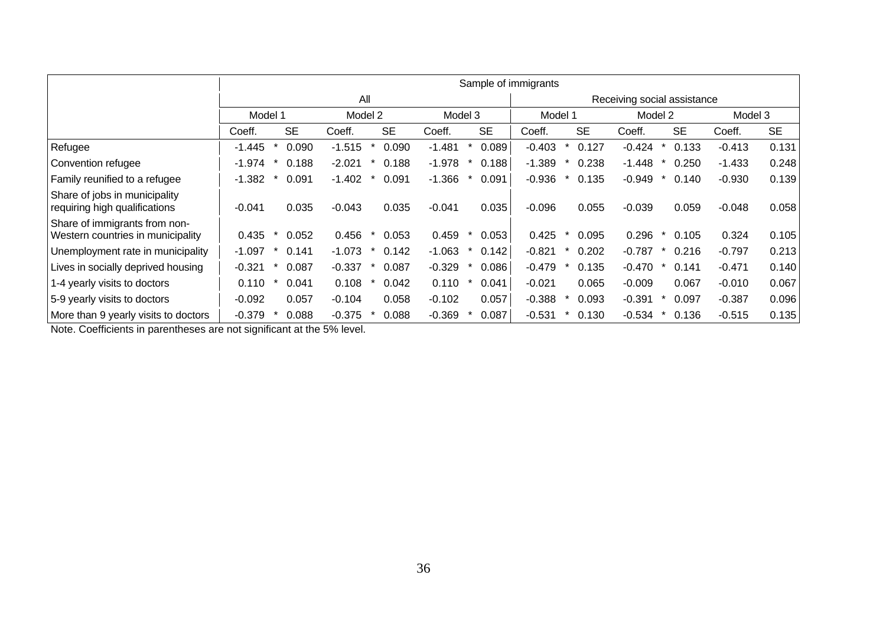| | Sample of immigrants | | | | | | | | | | | | | | | | | |
|---|---|---|---|---|---|---|---|---|---|---|---|---|---|---|---|---|---|---|
| | All | | | | | | | | | Receiving social assistance | | | | | | | | |
| | Model 1 | | | Model 2 | | | Model 3 | | | Model 1 | | | Model 2 | | | Model 3 | | |
| | Coeff. | | SE | Coeff. | | SE | Coeff. | | SE | Coeff. | | SE | Coeff. | | SE | Coeff. | | SE |
| Refugee | -1.445 | * | 0.090 | -1.515 | * | 0.090 | -1.481 | * | 0.089 | -0.403 | * | 0.127 | -0.424 | * | 0.133 | -0.413 | | 0.131 |
| Convention refugee | -1.974 | * | 0.188 | -2.021 | * | 0.188 | -1.978 | * | 0.188 | -1.389 | * | 0.238 | -1.448 | * | 0.250 | -1.433 | | 0.248 |
| Family reunified to a refugee | -1.382 | * | 0.091 | -1.402 | * | 0.091 | -1.366 | * | 0.091 | -0.936 | * | 0.135 | -0.949 | * | 0.140 | -0.930 | | 0.139 |
| Share of jobs in municipality requiring high qualifications | -0.041 | | 0.035 | -0.043 | | 0.035 | -0.041 | | 0.035 | -0.096 | | 0.055 | -0.039 | | 0.059 | -0.048 | | 0.058 |
| Share of immigrants from non-Western countries in municipality | 0.435 | * | 0.052 | 0.456 | * | 0.053 | 0.459 | * | 0.053 | 0.425 | * | 0.095 | 0.296 | * | 0.105 | 0.324 | | 0.105 |
| Unemployment rate in municipality | -1.097 | * | 0.141 | -1.073 | * | 0.142 | -1.063 | * | 0.142 | -0.821 | * | 0.202 | -0.787 | * | 0.216 | -0.797 | | 0.213 |
| Lives in socially deprived housing | -0.321 | * | 0.087 | -0.337 | * | 0.087 | -0.329 | * | 0.086 | -0.479 | * | 0.135 | -0.470 | * | 0.141 | -0.471 | | 0.140 |
| 1-4 yearly visits to doctors | 0.110 | * | 0.041 | 0.108 | * | 0.042 | 0.110 | * | 0.041 | -0.021 | | 0.065 | -0.009 | | 0.067 | -0.010 | | 0.067 |
| 5-9 yearly visits to doctors | -0.092 | | 0.057 | -0.104 | | 0.058 | -0.102 | | 0.057 | -0.388 | * | 0.093 | -0.391 | * | 0.097 | -0.387 | | 0.096 |
| More than 9 yearly visits to doctors | -0.379 | * | 0.088 | -0.375 | * | 0.088 | -0.369 | * | 0.087 | -0.531 | * | 0.130 | -0.534 | * | 0.136 | -0.515 | | 0.135 |

Note. Coefficients in parentheses are not significant at the 5% level.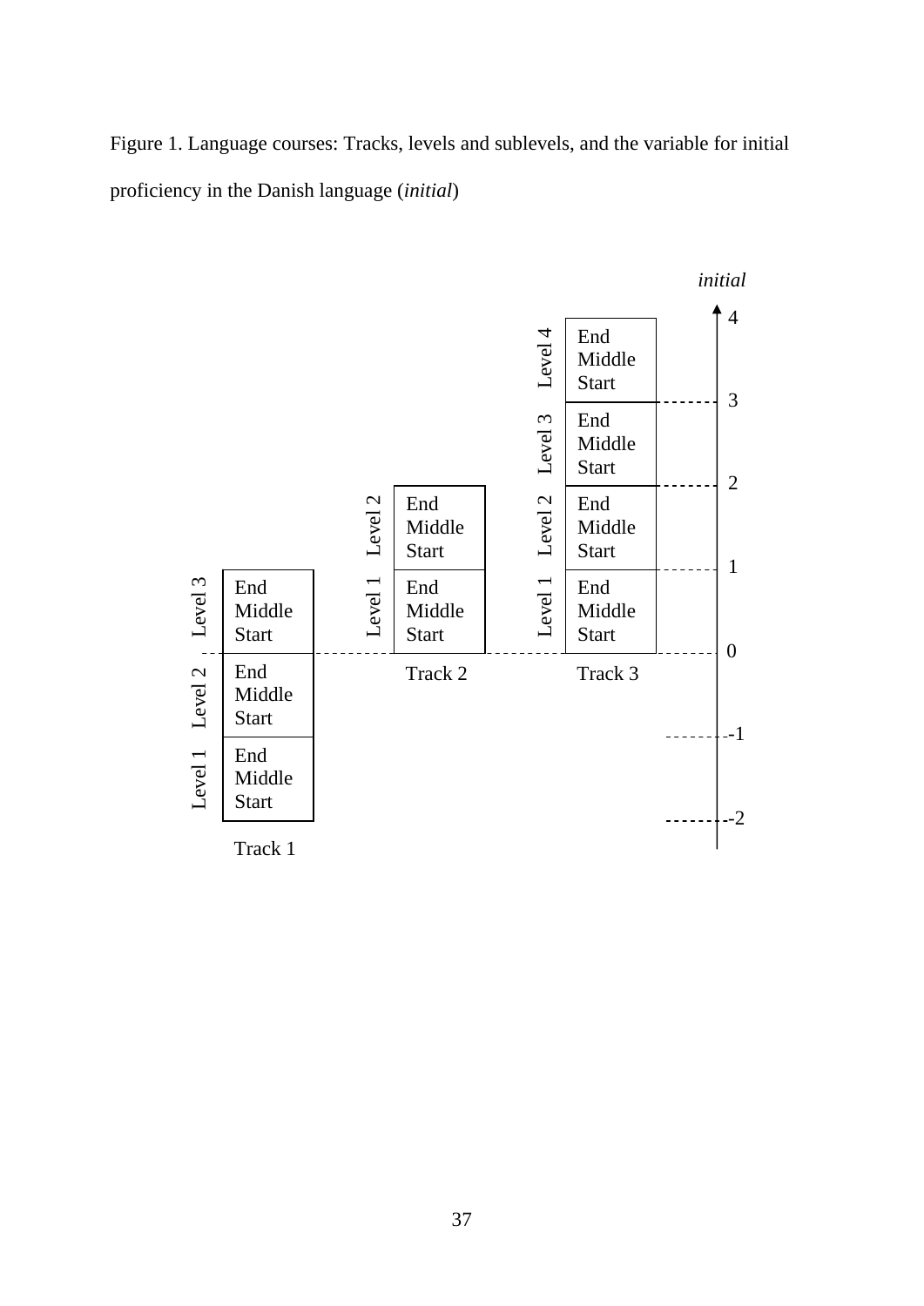Figure 1. Language courses: Tracks, levels and sublevels, and the variable for initial proficiency in the Danish language (*initial*)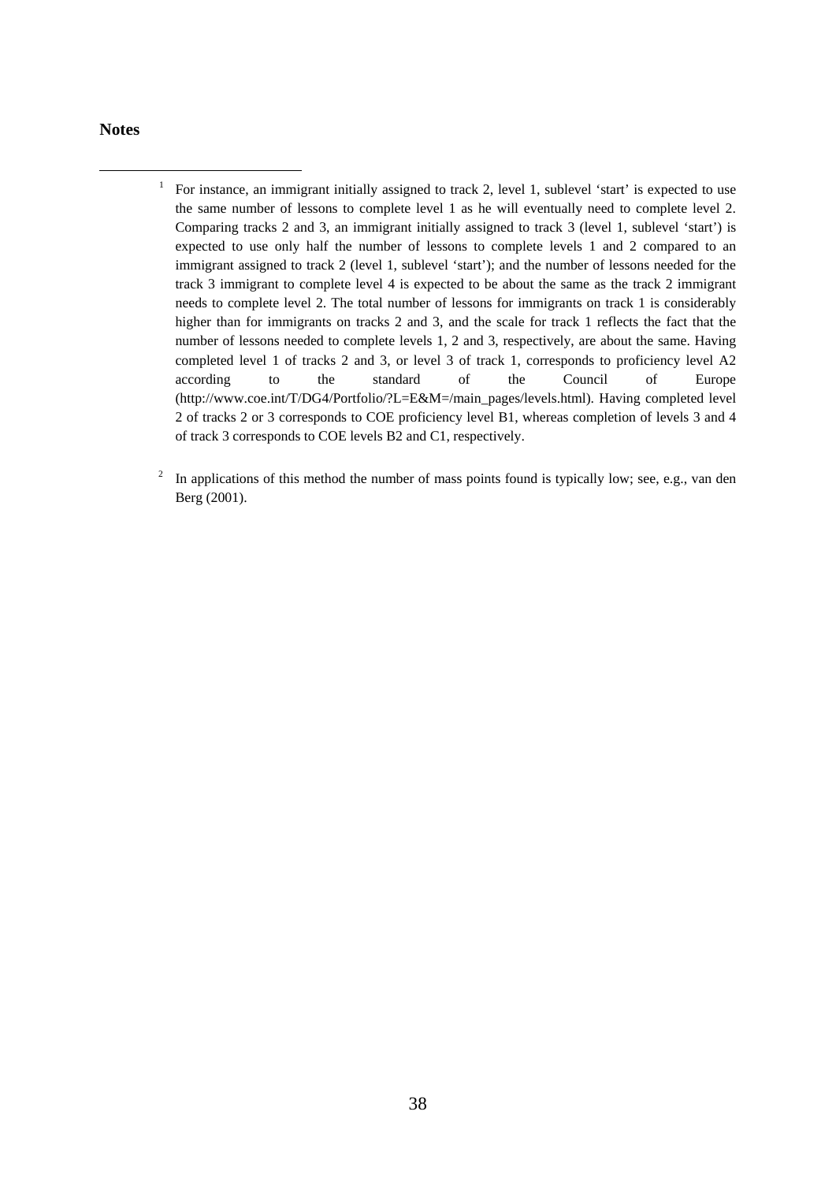**Notes**

[1] For instance, an immigrant initially assigned to track 2, level 1, sublevel 'start' is expected to use the same number of lessons to complete level 1 as he will eventually need to complete level 2. Comparing tracks 2 and 3, an immigrant initially assigned to track 3 (level 1, sublevel 'start') is expected to use only half the number of lessons to complete levels 1 and 2 compared to an immigrant assigned to track 2 (level 1, sublevel 'start'); and the number of lessons needed for the track 3 immigrant to complete level 4 is expected to be about the same as the track 2 immigrant needs to complete level 2. The total number of lessons for immigrants on track 1 is considerably higher than for immigrants on tracks 2 and 3, and the scale for track 1 reflects the fact that the number of lessons needed to complete levels 1, 2 and 3, respectively, are about the same. Having completed level 1 of tracks 2 and 3, or level 3 of track 1, corresponds to proficiency level A2 according to the standard of the Council of Europe (http://www.coe.int/T/DG4/Portfolio/?L=E&M=/main_pages/levels.html). Having completed level 2 of tracks 2 or 3 corresponds to COE proficiency level B1, whereas completion of levels 3 and 4 of track 3 corresponds to COE levels B2 and C1, respectively.

[2] In applications of this method the number of mass points found is typically low; see, e.g., van den Berg (2001).